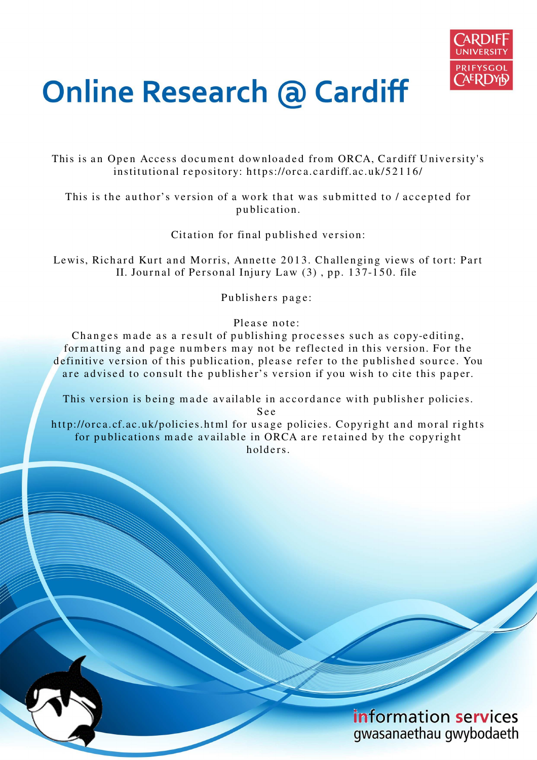# Online Research @ Cardiff

This is an Open Access document downloaded from ORCA, Cardiff University's institutional repository: https://orca.cardiff.ac.uk/52116/

This is the author's version of a work that was submitted to / accepted for publication.

Citation for final published version:

Lewis, Richard Kurt and Morris, Annette 2013. Challenging views of tort: Part II. Journal of Personal Injury Law (3) , pp. 137-150. file

Publishers page:

Please note:
Changes made as a result of publishing processes such as copy-editing, formatting and page numbers may not be reflected in this version. For the definitive version of this publication, please refer to the published source. You are advised to consult the publisher's version if you wish to cite this paper.

This version is being made available in accordance with publisher policies. See
http://orca.cf.ac.uk/policies.html for usage policies. Copyright and moral rights for publications made available in ORCA are retained by the copyright holders.

information services
gwasanaethau gwybodaeth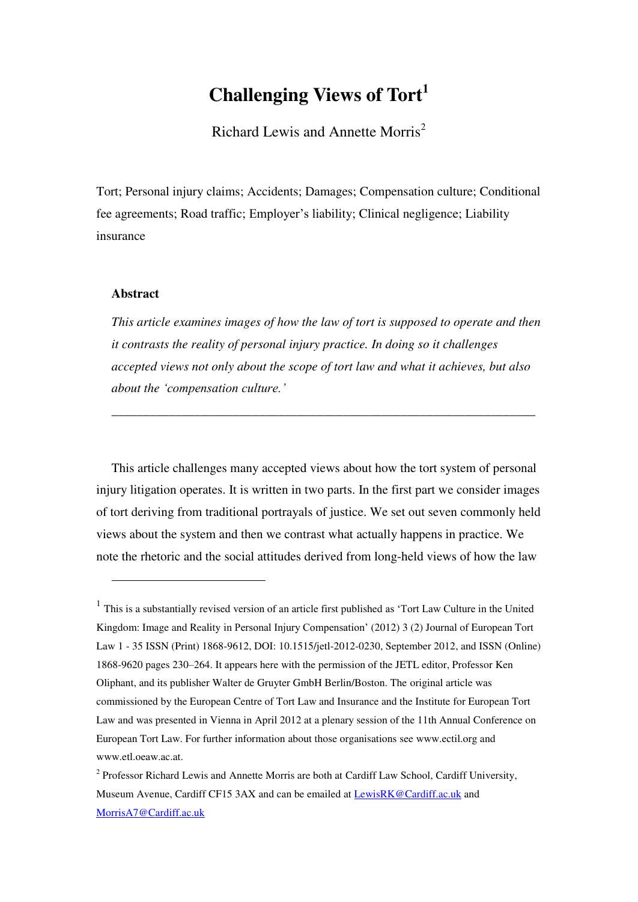# Challenging Views of Tort[1]

Richard Lewis and Annette Morris[2]

Tort; Personal injury claims; Accidents; Damages; Compensation culture; Conditional fee agreements; Road traffic; Employer's liability; Clinical negligence; Liability insurance

**Abstract**

*This article examines images of how the law of tort is supposed to operate and then it contrasts the reality of personal injury practice. In doing so it challenges accepted views not only about the scope of tort law and what it achieves, but also about the 'compensation culture.'*

---

This article challenges many accepted views about how the tort system of personal injury litigation operates. It is written in two parts. In the first part we consider images of tort deriving from traditional portrayals of justice. We set out seven commonly held views about the system and then we contrast what actually happens in practice. We note the rhetoric and the social attitudes derived from long-held views of how the law

---

[1] This is a substantially revised version of an article first published as 'Tort Law Culture in the United Kingdom: Image and Reality in Personal Injury Compensation' (2012) 3 (2) Journal of European Tort Law 1 - 35 ISSN (Print) 1868-9612, DOI: 10.1515/jetl-2012-0230, September 2012, and ISSN (Online) 1868-9620 pages 230–264. It appears here with the permission of the JETL editor, Professor Ken Oliphant, and its publisher Walter de Gruyter GmbH Berlin/Boston. The original article was commissioned by the European Centre of Tort Law and Insurance and the Institute for European Tort Law and was presented in Vienna in April 2012 at a plenary session of the 11th Annual Conference on European Tort Law. For further information about those organisations see www.ectil.org and www.etl.oeaw.ac.at.

[2] Professor Richard Lewis and Annette Morris are both at Cardiff Law School, Cardiff University, Museum Avenue, Cardiff CF15 3AX and can be emailed at LewisRK@Cardiff.ac.uk and MorrisA7@Cardiff.ac.uk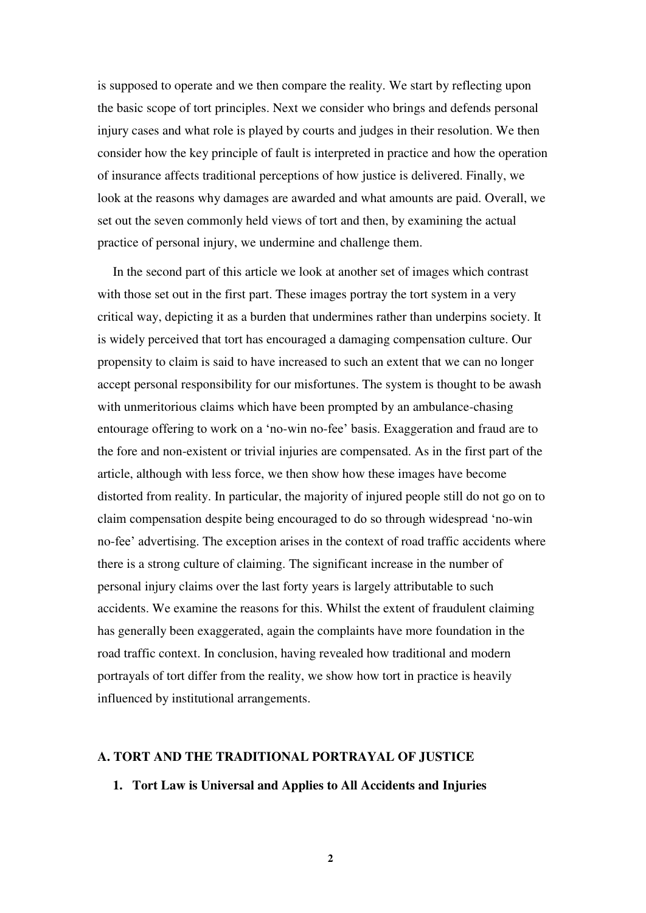is supposed to operate and we then compare the reality. We start by reflecting upon the basic scope of tort principles. Next we consider who brings and defends personal injury cases and what role is played by courts and judges in their resolution. We then consider how the key principle of fault is interpreted in practice and how the operation of insurance affects traditional perceptions of how justice is delivered. Finally, we look at the reasons why damages are awarded and what amounts are paid. Overall, we set out the seven commonly held views of tort and then, by examining the actual practice of personal injury, we undermine and challenge them.

In the second part of this article we look at another set of images which contrast with those set out in the first part. These images portray the tort system in a very critical way, depicting it as a burden that undermines rather than underpins society. It is widely perceived that tort has encouraged a damaging compensation culture. Our propensity to claim is said to have increased to such an extent that we can no longer accept personal responsibility for our misfortunes. The system is thought to be awash with unmeritorious claims which have been prompted by an ambulance-chasing entourage offering to work on a 'no-win no-fee' basis. Exaggeration and fraud are to the fore and non-existent or trivial injuries are compensated. As in the first part of the article, although with less force, we then show how these images have become distorted from reality. In particular, the majority of injured people still do not go on to claim compensation despite being encouraged to do so through widespread 'no-win no-fee' advertising. The exception arises in the context of road traffic accidents where there is a strong culture of claiming. The significant increase in the number of personal injury claims over the last forty years is largely attributable to such accidents. We examine the reasons for this. Whilst the extent of fraudulent claiming has generally been exaggerated, again the complaints have more foundation in the road traffic context. In conclusion, having revealed how traditional and modern portrayals of tort differ from the reality, we show how tort in practice is heavily influenced by institutional arrangements.

## A. TORT AND THE TRADITIONAL PORTRAYAL OF JUSTICE

### 1. Tort Law is Universal and Applies to All Accidents and Injuries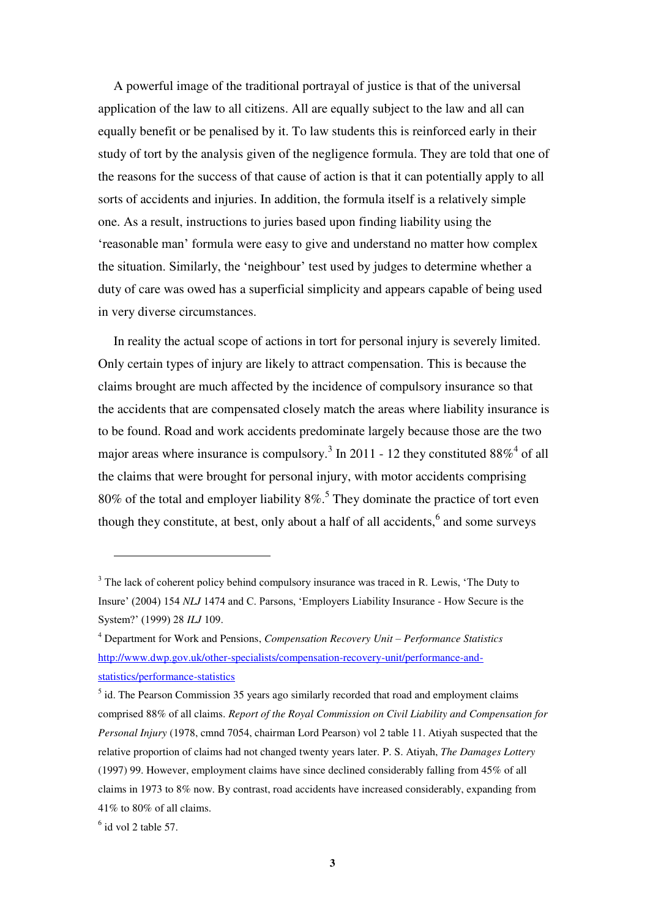A powerful image of the traditional portrayal of justice is that of the universal application of the law to all citizens. All are equally subject to the law and all can equally benefit or be penalised by it. To law students this is reinforced early in their study of tort by the analysis given of the negligence formula. They are told that one of the reasons for the success of that cause of action is that it can potentially apply to all sorts of accidents and injuries. In addition, the formula itself is a relatively simple one. As a result, instructions to juries based upon finding liability using the 'reasonable man' formula were easy to give and understand no matter how complex the situation. Similarly, the 'neighbour' test used by judges to determine whether a duty of care was owed has a superficial simplicity and appears capable of being used in very diverse circumstances.

In reality the actual scope of actions in tort for personal injury is severely limited. Only certain types of injury are likely to attract compensation. This is because the claims brought are much affected by the incidence of compulsory insurance so that the accidents that are compensated closely match the areas where liability insurance is to be found. Road and work accidents predominate largely because those are the two major areas where insurance is compulsory.[3] In 2011 - 12 they constituted 88%[4] of all the claims that were brought for personal injury, with motor accidents comprising 80% of the total and employer liability 8%.[5] They dominate the practice of tort even though they constitute, at best, only about a half of all accidents,[6] and some surveys

---

[3] The lack of coherent policy behind compulsory insurance was traced in R. Lewis, 'The Duty to Insure' (2004) 154 *NLJ* 1474 and C. Parsons, 'Employers Liability Insurance - How Secure is the System?' (1999) 28 *ILJ* 109.

[4] Department for Work and Pensions, *Compensation Recovery Unit – Performance Statistics* http://www.dwp.gov.uk/other-specialists/compensation-recovery-unit/performance-and-statistics/performance-statistics

[5] id. The Pearson Commission 35 years ago similarly recorded that road and employment claims comprised 88% of all claims. *Report of the Royal Commission on Civil Liability and Compensation for Personal Injury* (1978, cmnd 7054, chairman Lord Pearson) vol 2 table 11. Atiyah suspected that the relative proportion of claims had not changed twenty years later. P. S. Atiyah, *The Damages Lottery* (1997) 99. However, employment claims have since declined considerably falling from 45% of all claims in 1973 to 8% now. By contrast, road accidents have increased considerably, expanding from 41% to 80% of all claims.

[6] id vol 2 table 57.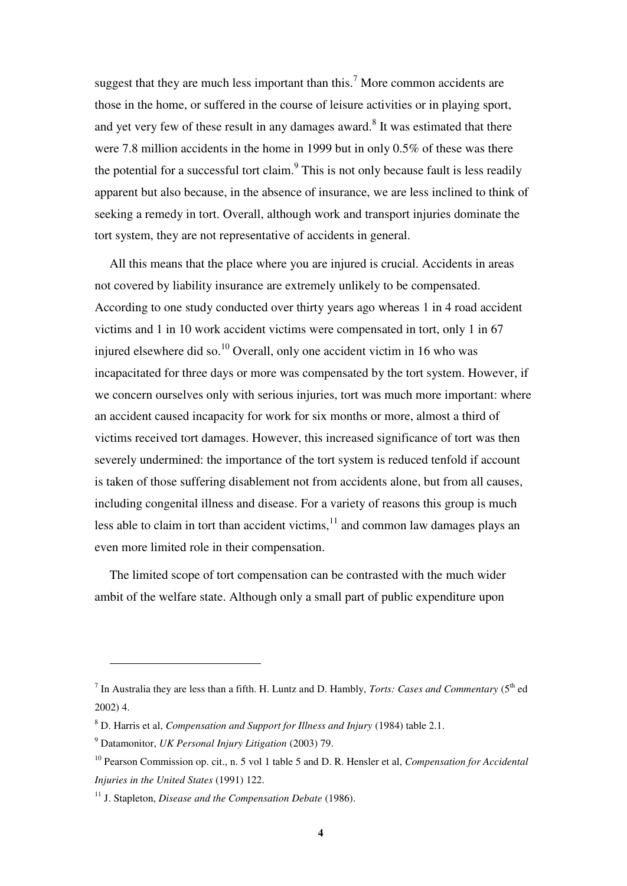suggest that they are much less important than this.[7] More common accidents are those in the home, or suffered in the course of leisure activities or in playing sport, and yet very few of these result in any damages award.[8] It was estimated that there were 7.8 million accidents in the home in 1999 but in only 0.5% of these was there the potential for a successful tort claim.[9] This is not only because fault is less readily apparent but also because, in the absence of insurance, we are less inclined to think of seeking a remedy in tort. Overall, although work and transport injuries dominate the tort system, they are not representative of accidents in general.

All this means that the place where you are injured is crucial. Accidents in areas not covered by liability insurance are extremely unlikely to be compensated. According to one study conducted over thirty years ago whereas 1 in 4 road accident victims and 1 in 10 work accident victims were compensated in tort, only 1 in 67 injured elsewhere did so.[10] Overall, only one accident victim in 16 who was incapacitated for three days or more was compensated by the tort system. However, if we concern ourselves only with serious injuries, tort was much more important: where an accident caused incapacity for work for six months or more, almost a third of victims received tort damages. However, this increased significance of tort was then severely undermined: the importance of the tort system is reduced tenfold if account is taken of those suffering disablement not from accidents alone, but from all causes, including congenital illness and disease. For a variety of reasons this group is much less able to claim in tort than accident victims,[11] and common law damages plays an even more limited role in their compensation.

The limited scope of tort compensation can be contrasted with the much wider ambit of the welfare state. Although only a small part of public expenditure upon

---

[7] In Australia they are less than a fifth. H. Luntz and D. Hambly, *Torts: Cases and Commentary* (5th ed 2002) 4.

[8] D. Harris et al, *Compensation and Support for Illness and Injury* (1984) table 2.1.

[9] Datamonitor, *UK Personal Injury Litigation* (2003) 79.

[10] Pearson Commission op. cit., n. 5 vol 1 table 5 and D. R. Hensler et al, *Compensation for Accidental Injuries in the United States* (1991) 122.

[11] J. Stapleton, *Disease and the Compensation Debate* (1986).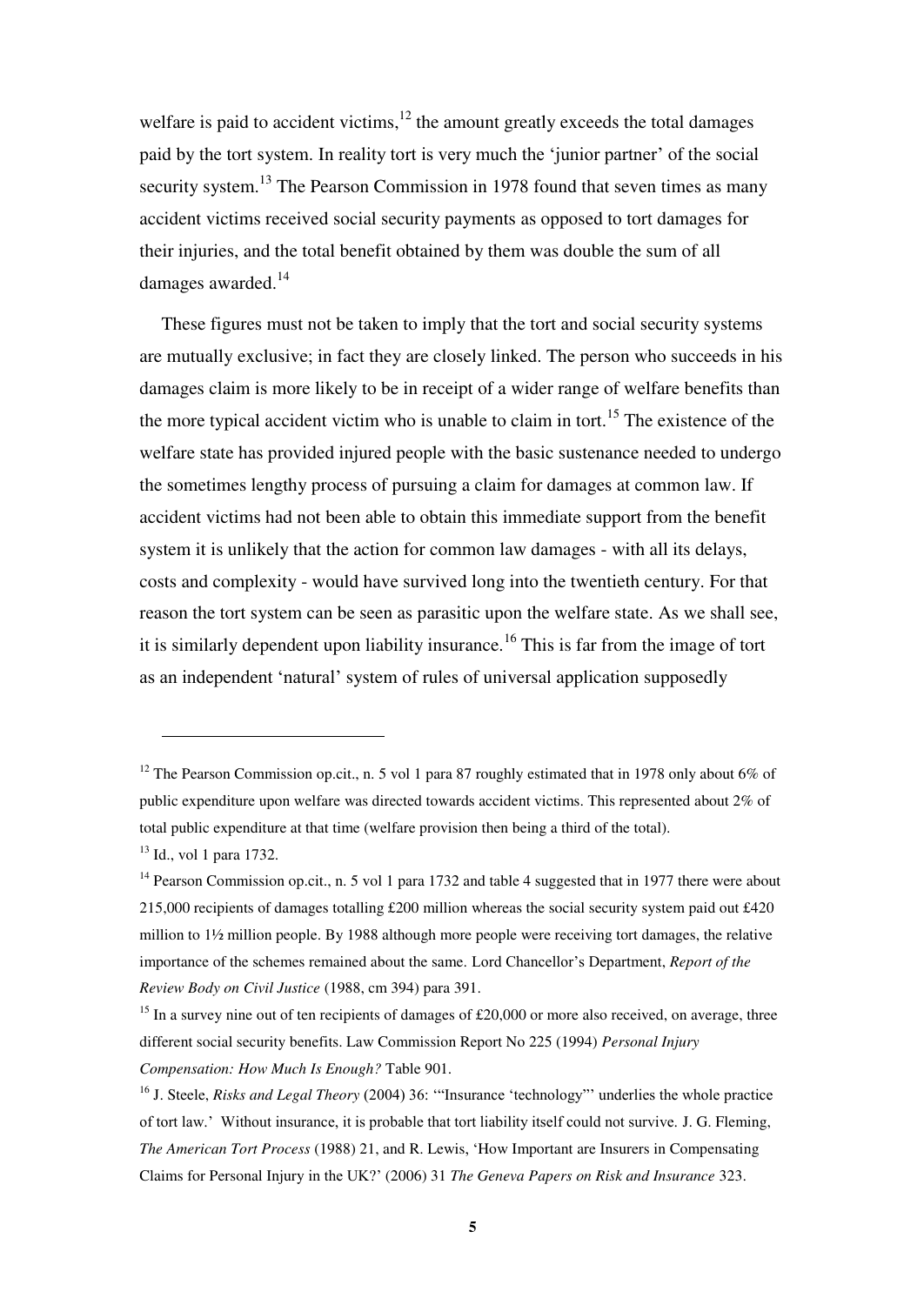welfare is paid to accident victims,[12] the amount greatly exceeds the total damages paid by the tort system. In reality tort is very much the 'junior partner' of the social security system.[13] The Pearson Commission in 1978 found that seven times as many accident victims received social security payments as opposed to tort damages for their injuries, and the total benefit obtained by them was double the sum of all damages awarded.[14]

These figures must not be taken to imply that the tort and social security systems are mutually exclusive; in fact they are closely linked. The person who succeeds in his damages claim is more likely to be in receipt of a wider range of welfare benefits than the more typical accident victim who is unable to claim in tort.[15] The existence of the welfare state has provided injured people with the basic sustenance needed to undergo the sometimes lengthy process of pursuing a claim for damages at common law. If accident victims had not been able to obtain this immediate support from the benefit system it is unlikely that the action for common law damages - with all its delays, costs and complexity - would have survived long into the twentieth century. For that reason the tort system can be seen as parasitic upon the welfare state. As we shall see, it is similarly dependent upon liability insurance.[16] This is far from the image of tort as an independent 'natural' system of rules of universal application supposedly

---

[12] The Pearson Commission op.cit., n. 5 vol 1 para 87 roughly estimated that in 1978 only about 6% of public expenditure upon welfare was directed towards accident victims. This represented about 2% of total public expenditure at that time (welfare provision then being a third of the total).

[13] Id., vol 1 para 1732.

[14] Pearson Commission op.cit., n. 5 vol 1 para 1732 and table 4 suggested that in 1977 there were about 215,000 recipients of damages totalling £200 million whereas the social security system paid out £420 million to 1½ million people. By 1988 although more people were receiving tort damages, the relative importance of the schemes remained about the same. Lord Chancellor's Department, *Report of the Review Body on Civil Justice* (1988, cm 394) para 391.

[15] In a survey nine out of ten recipients of damages of £20,000 or more also received, on average, three different social security benefits. Law Commission Report No 225 (1994) *Personal Injury Compensation: How Much Is Enough?* Table 901.

[16] J. Steele, *Risks and Legal Theory* (2004) 36: '"Insurance 'technology"' underlies the whole practice of tort law.' Without insurance, it is probable that tort liability itself could not survive. J. G. Fleming, *The American Tort Process* (1988) 21, and R. Lewis, 'How Important are Insurers in Compensating Claims for Personal Injury in the UK?' (2006) 31 *The Geneva Papers on Risk and Insurance* 323.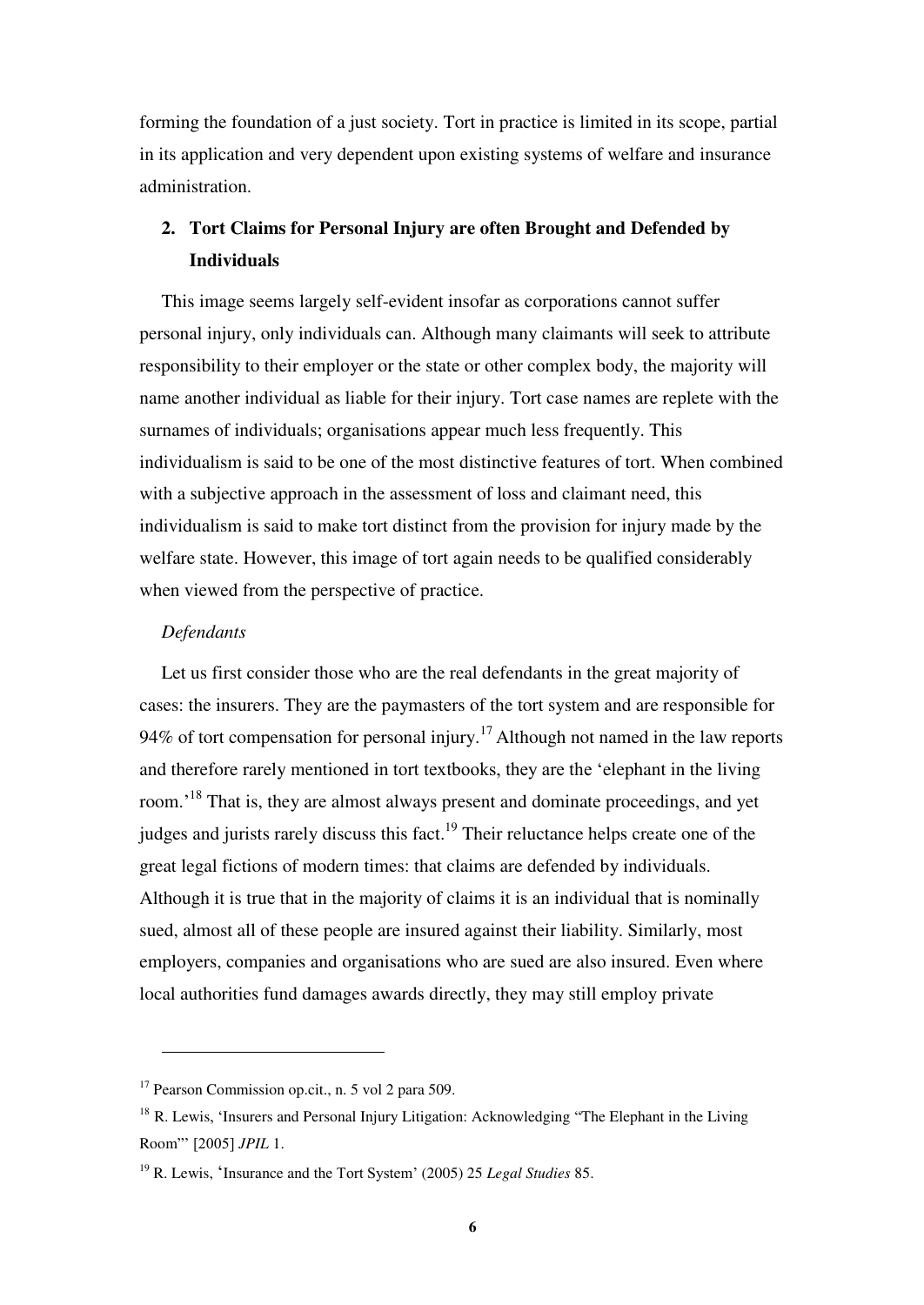forming the foundation of a just society. Tort in practice is limited in its scope, partial in its application and very dependent upon existing systems of welfare and insurance administration.

## 2. Tort Claims for Personal Injury are often Brought and Defended by Individuals

This image seems largely self-evident insofar as corporations cannot suffer personal injury, only individuals can. Although many claimants will seek to attribute responsibility to their employer or the state or other complex body, the majority will name another individual as liable for their injury. Tort case names are replete with the surnames of individuals; organisations appear much less frequently. This individualism is said to be one of the most distinctive features of tort. When combined with a subjective approach in the assessment of loss and claimant need, this individualism is said to make tort distinct from the provision for injury made by the welfare state. However, this image of tort again needs to be qualified considerably when viewed from the perspective of practice.

*Defendants*

Let us first consider those who are the real defendants in the great majority of cases: the insurers. They are the paymasters of the tort system and are responsible for 94% of tort compensation for personal injury.[17] Although not named in the law reports and therefore rarely mentioned in tort textbooks, they are the 'elephant in the living room.'[18] That is, they are almost always present and dominate proceedings, and yet judges and jurists rarely discuss this fact.[19] Their reluctance helps create one of the great legal fictions of modern times: that claims are defended by individuals. Although it is true that in the majority of claims it is an individual that is nominally sued, almost all of these people are insured against their liability. Similarly, most employers, companies and organisations who are sued are also insured. Even where local authorities fund damages awards directly, they may still employ private

---

[17] Pearson Commission op.cit., n. 5 vol 2 para 509.

[18] R. Lewis, 'Insurers and Personal Injury Litigation: Acknowledging "The Elephant in the Living Room"' [2005] *JPIL* 1.

[19] R. Lewis, 'Insurance and the Tort System' (2005) 25 *Legal Studies* 85.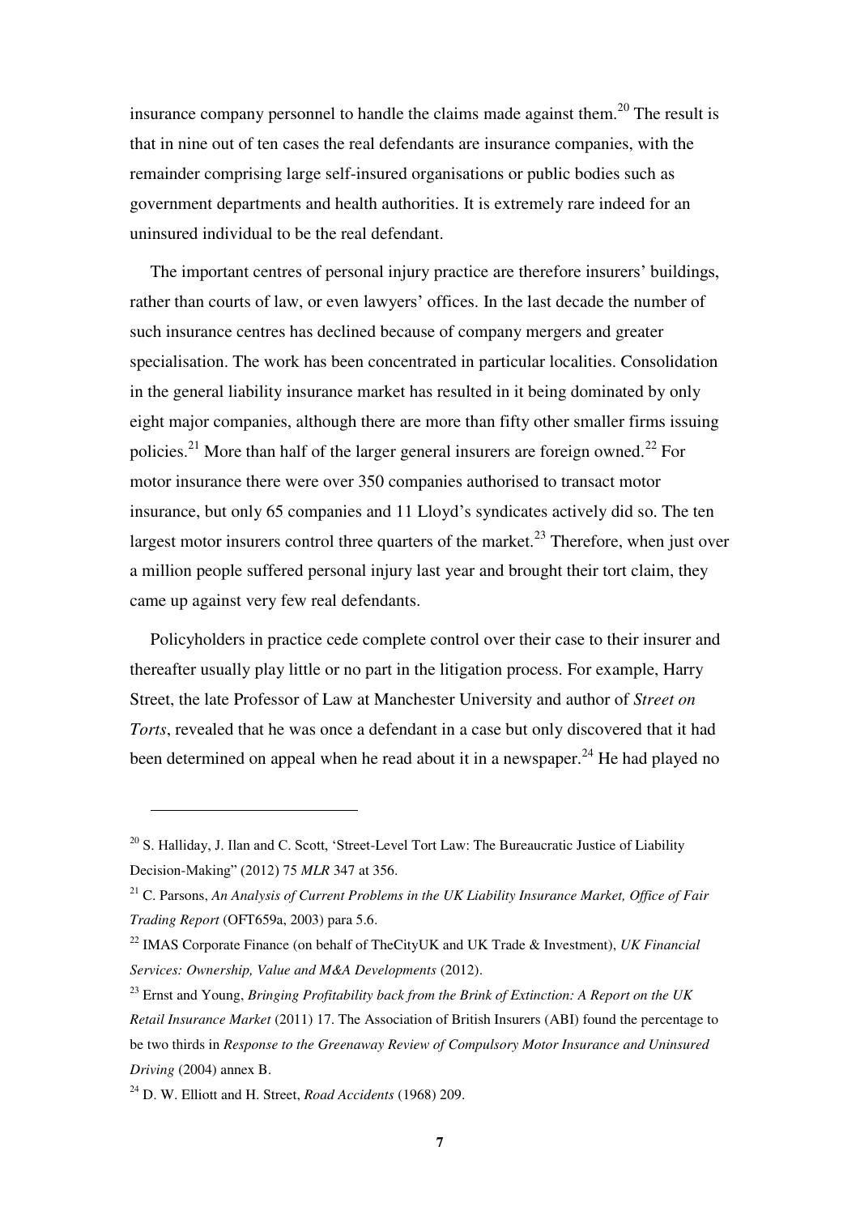insurance company personnel to handle the claims made against them.[20] The result is that in nine out of ten cases the real defendants are insurance companies, with the remainder comprising large self-insured organisations or public bodies such as government departments and health authorities. It is extremely rare indeed for an uninsured individual to be the real defendant.

The important centres of personal injury practice are therefore insurers' buildings, rather than courts of law, or even lawyers' offices. In the last decade the number of such insurance centres has declined because of company mergers and greater specialisation. The work has been concentrated in particular localities. Consolidation in the general liability insurance market has resulted in it being dominated by only eight major companies, although there are more than fifty other smaller firms issuing policies.[21] More than half of the larger general insurers are foreign owned.[22] For motor insurance there were over 350 companies authorised to transact motor insurance, but only 65 companies and 11 Lloyd's syndicates actively did so. The ten largest motor insurers control three quarters of the market.[23] Therefore, when just over a million people suffered personal injury last year and brought their tort claim, they came up against very few real defendants.

Policyholders in practice cede complete control over their case to their insurer and thereafter usually play little or no part in the litigation process. For example, Harry Street, the late Professor of Law at Manchester University and author of *Street on Torts*, revealed that he was once a defendant in a case but only discovered that it had been determined on appeal when he read about it in a newspaper.[24] He had played no

---

[20] S. Halliday, J. Ilan and C. Scott, 'Street-Level Tort Law: The Bureaucratic Justice of Liability Decision-Making" (2012) 75 *MLR* 347 at 356.

[21] C. Parsons, *An Analysis of Current Problems in the UK Liability Insurance Market, Office of Fair Trading Report* (OFT659a, 2003) para 5.6.

[22] IMAS Corporate Finance (on behalf of TheCityUK and UK Trade & Investment), *UK Financial Services: Ownership, Value and M&A Developments* (2012).

[23] Ernst and Young, *Bringing Profitability back from the Brink of Extinction: A Report on the UK Retail Insurance Market* (2011) 17. The Association of British Insurers (ABI) found the percentage to be two thirds in *Response to the Greenaway Review of Compulsory Motor Insurance and Uninsured Driving* (2004) annex B.

[24] D. W. Elliott and H. Street, *Road Accidents* (1968) 209.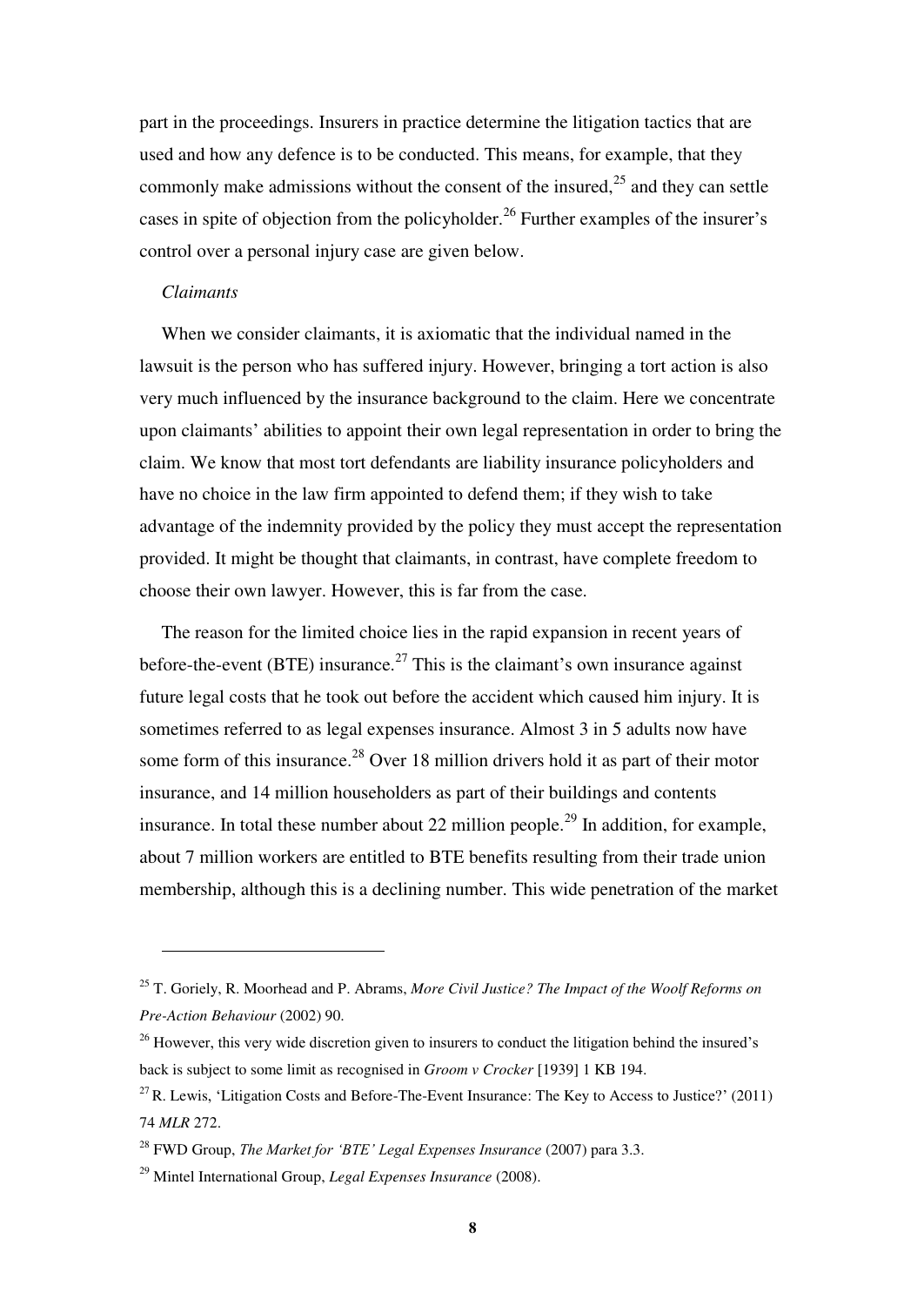part in the proceedings. Insurers in practice determine the litigation tactics that are used and how any defence is to be conducted. This means, for example, that they commonly make admissions without the consent of the insured,[25] and they can settle cases in spite of objection from the policyholder.[26] Further examples of the insurer's control over a personal injury case are given below.

*Claimants*

When we consider claimants, it is axiomatic that the individual named in the lawsuit is the person who has suffered injury. However, bringing a tort action is also very much influenced by the insurance background to the claim. Here we concentrate upon claimants' abilities to appoint their own legal representation in order to bring the claim. We know that most tort defendants are liability insurance policyholders and have no choice in the law firm appointed to defend them; if they wish to take advantage of the indemnity provided by the policy they must accept the representation provided. It might be thought that claimants, in contrast, have complete freedom to choose their own lawyer. However, this is far from the case.

The reason for the limited choice lies in the rapid expansion in recent years of before-the-event (BTE) insurance.[27] This is the claimant's own insurance against future legal costs that he took out before the accident which caused him injury. It is sometimes referred to as legal expenses insurance. Almost 3 in 5 adults now have some form of this insurance.[28] Over 18 million drivers hold it as part of their motor insurance, and 14 million householders as part of their buildings and contents insurance. In total these number about 22 million people.[29] In addition, for example, about 7 million workers are entitled to BTE benefits resulting from their trade union membership, although this is a declining number. This wide penetration of the market

---

[25] T. Goriely, R. Moorhead and P. Abrams, *More Civil Justice? The Impact of the Woolf Reforms on Pre-Action Behaviour* (2002) 90.

[26] However, this very wide discretion given to insurers to conduct the litigation behind the insured's back is subject to some limit as recognised in *Groom v Crocker* [1939] 1 KB 194.

[27] R. Lewis, 'Litigation Costs and Before-The-Event Insurance: The Key to Access to Justice?' (2011) 74 *MLR* 272.

[28] FWD Group, *The Market for 'BTE' Legal Expenses Insurance* (2007) para 3.3.

[29] Mintel International Group, *Legal Expenses Insurance* (2008).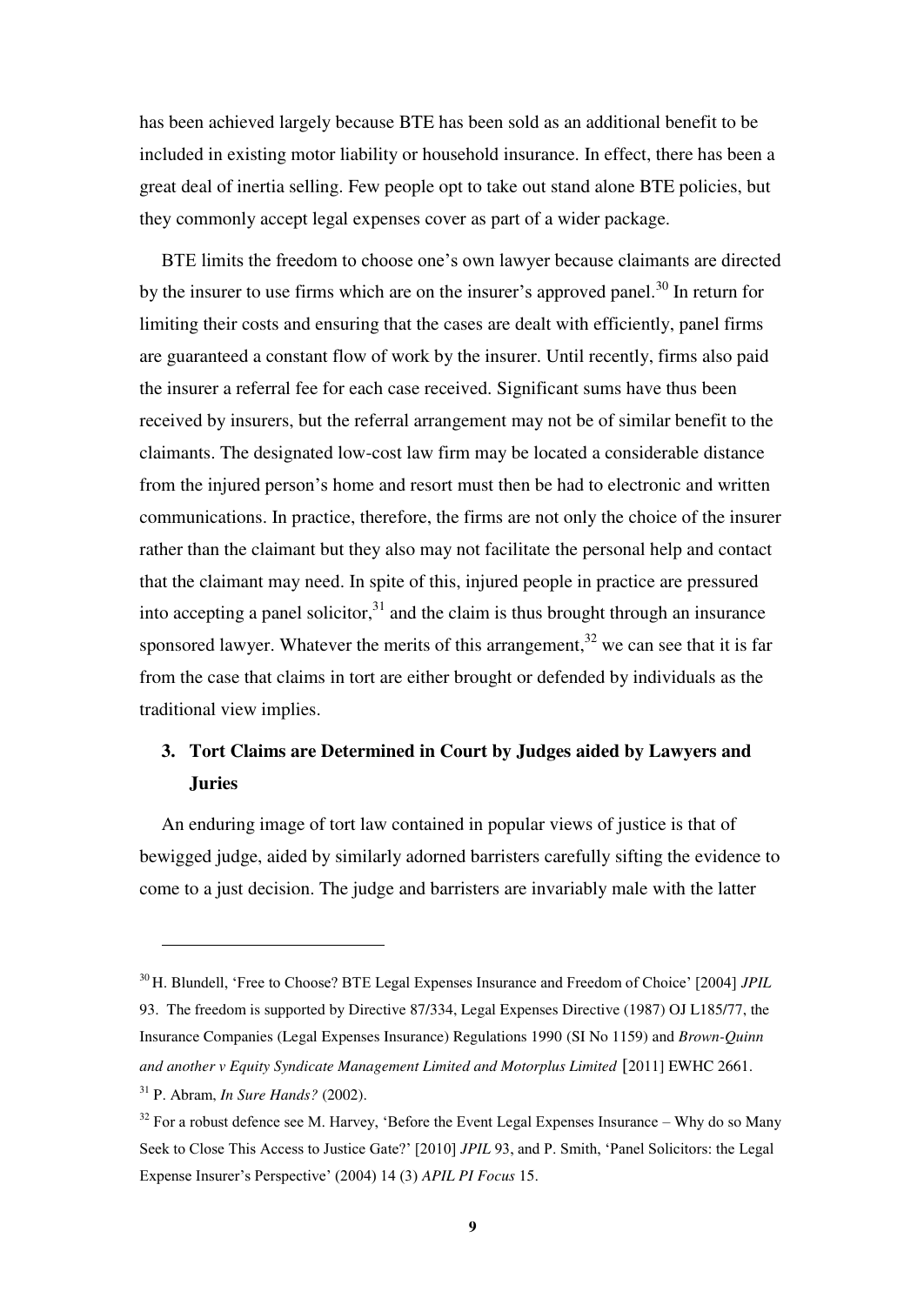has been achieved largely because BTE has been sold as an additional benefit to be included in existing motor liability or household insurance. In effect, there has been a great deal of inertia selling. Few people opt to take out stand alone BTE policies, but they commonly accept legal expenses cover as part of a wider package.

BTE limits the freedom to choose one's own lawyer because claimants are directed by the insurer to use firms which are on the insurer's approved panel.[30] In return for limiting their costs and ensuring that the cases are dealt with efficiently, panel firms are guaranteed a constant flow of work by the insurer. Until recently, firms also paid the insurer a referral fee for each case received. Significant sums have thus been received by insurers, but the referral arrangement may not be of similar benefit to the claimants. The designated low-cost law firm may be located a considerable distance from the injured person's home and resort must then be had to electronic and written communications. In practice, therefore, the firms are not only the choice of the insurer rather than the claimant but they also may not facilitate the personal help and contact that the claimant may need. In spite of this, injured people in practice are pressured into accepting a panel solicitor,[31] and the claim is thus brought through an insurance sponsored lawyer. Whatever the merits of this arrangement,[32] we can see that it is far from the case that claims in tort are either brought or defended by individuals as the traditional view implies.

### 3. Tort Claims are Determined in Court by Judges aided by Lawyers and Juries

An enduring image of tort law contained in popular views of justice is that of bewigged judge, aided by similarly adorned barristers carefully sifting the evidence to come to a just decision. The judge and barristers are invariably male with the latter

---

[30] H. Blundell, 'Free to Choose? BTE Legal Expenses Insurance and Freedom of Choice' [2004] *JPIL* 93. The freedom is supported by Directive 87/334, Legal Expenses Directive (1987) OJ L185/77, the Insurance Companies (Legal Expenses Insurance) Regulations 1990 (SI No 1159) and *Brown-Quinn and another v Equity Syndicate Management Limited and Motorplus Limited* [2011] EWHC 2661.

[31] P. Abram, *In Sure Hands?* (2002).

[32] For a robust defence see M. Harvey, 'Before the Event Legal Expenses Insurance – Why do so Many Seek to Close This Access to Justice Gate?' [2010] *JPIL* 93, and P. Smith, 'Panel Solicitors: the Legal Expense Insurer's Perspective' (2004) 14 (3) *APIL PI Focus* 15.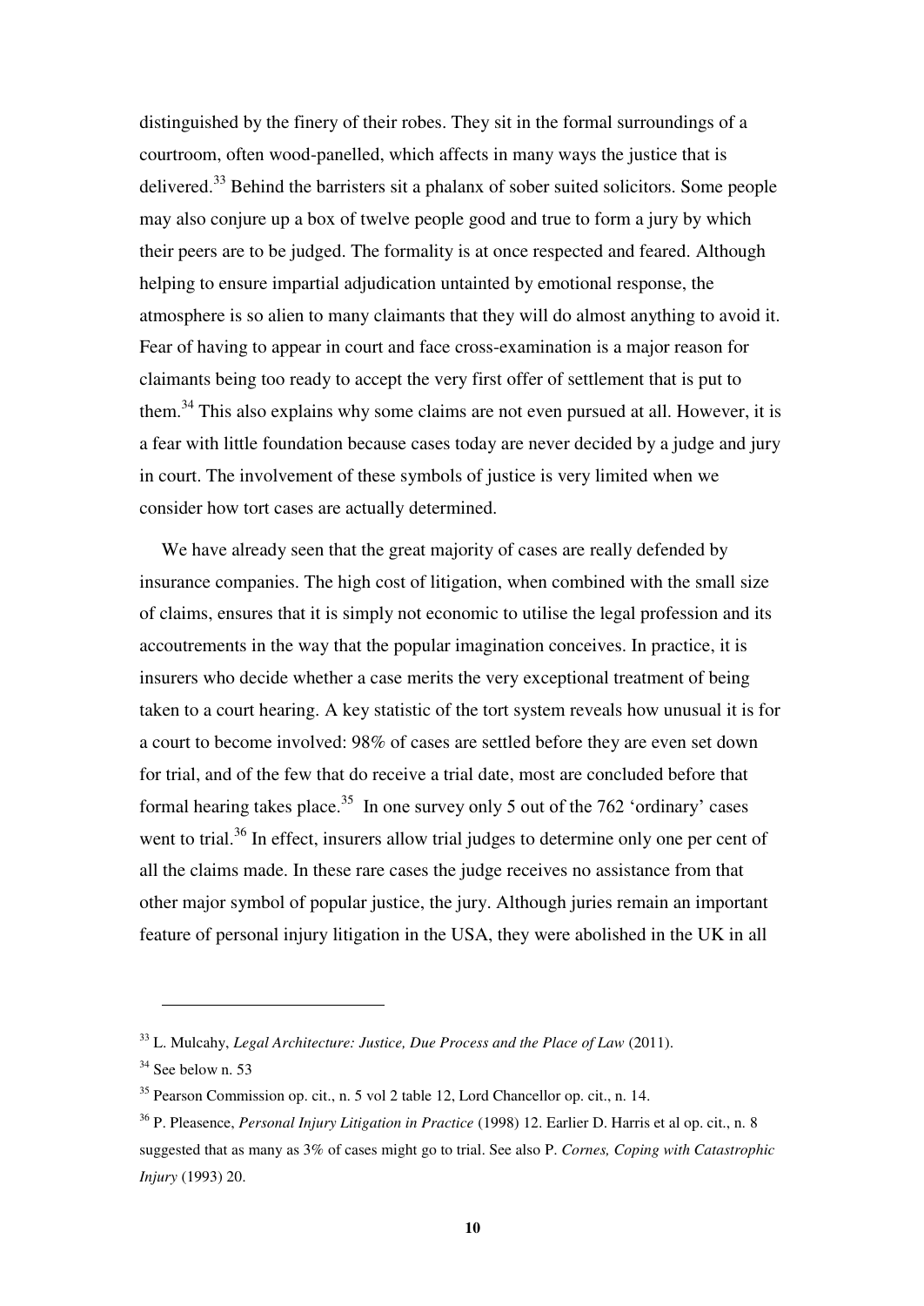distinguished by the finery of their robes. They sit in the formal surroundings of a courtroom, often wood-panelled, which affects in many ways the justice that is delivered.[33] Behind the barristers sit a phalanx of sober suited solicitors. Some people may also conjure up a box of twelve people good and true to form a jury by which their peers are to be judged. The formality is at once respected and feared. Although helping to ensure impartial adjudication untainted by emotional response, the atmosphere is so alien to many claimants that they will do almost anything to avoid it. Fear of having to appear in court and face cross-examination is a major reason for claimants being too ready to accept the very first offer of settlement that is put to them.[34] This also explains why some claims are not even pursued at all. However, it is a fear with little foundation because cases today are never decided by a judge and jury in court. The involvement of these symbols of justice is very limited when we consider how tort cases are actually determined.

We have already seen that the great majority of cases are really defended by insurance companies. The high cost of litigation, when combined with the small size of claims, ensures that it is simply not economic to utilise the legal profession and its accoutrements in the way that the popular imagination conceives. In practice, it is insurers who decide whether a case merits the very exceptional treatment of being taken to a court hearing. A key statistic of the tort system reveals how unusual it is for a court to become involved: 98% of cases are settled before they are even set down for trial, and of the few that do receive a trial date, most are concluded before that formal hearing takes place.[35] In one survey only 5 out of the 762 'ordinary' cases went to trial.[36] In effect, insurers allow trial judges to determine only one per cent of all the claims made. In these rare cases the judge receives no assistance from that other major symbol of popular justice, the jury. Although juries remain an important feature of personal injury litigation in the USA, they were abolished in the UK in all

---

[33] L. Mulcahy, *Legal Architecture: Justice, Due Process and the Place of Law* (2011).

[34] See below n. 53

[35] Pearson Commission op. cit., n. 5 vol 2 table 12, Lord Chancellor op. cit., n. 14.

[36] P. Pleasence, *Personal Injury Litigation in Practice* (1998) 12. Earlier D. Harris et al op. cit., n. 8 suggested that as many as 3% of cases might go to trial. See also P. *Cornes, Coping with Catastrophic Injury* (1993) 20.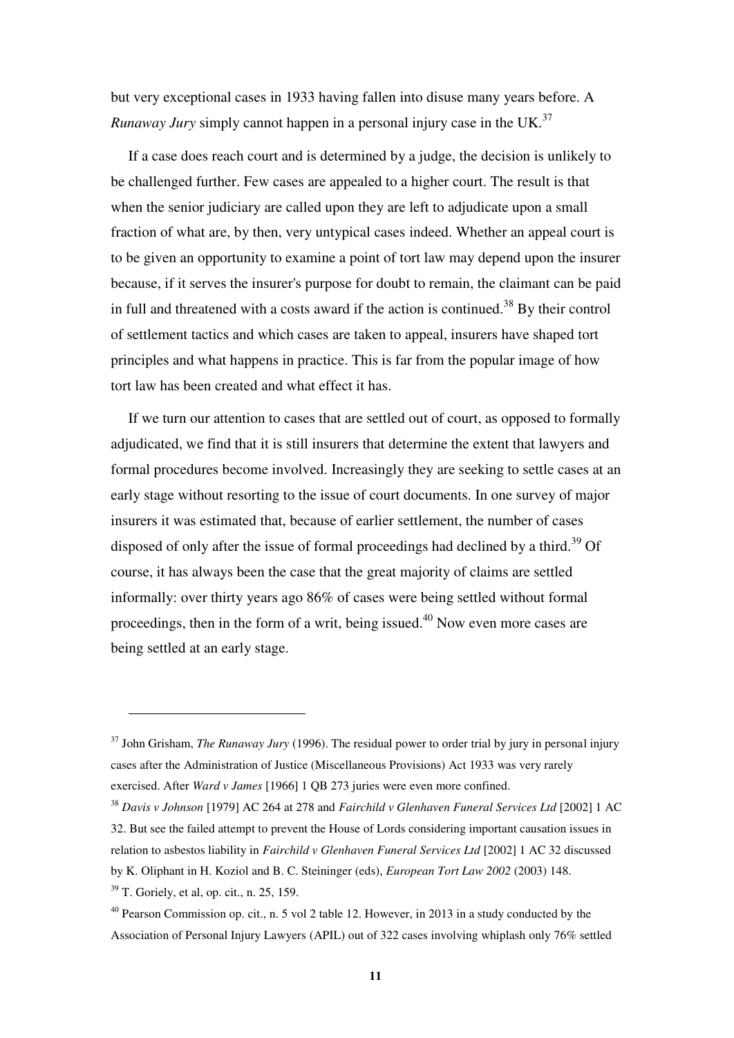but very exceptional cases in 1933 having fallen into disuse many years before. A *Runaway Jury* simply cannot happen in a personal injury case in the UK.[37]

If a case does reach court and is determined by a judge, the decision is unlikely to be challenged further. Few cases are appealed to a higher court. The result is that when the senior judiciary are called upon they are left to adjudicate upon a small fraction of what are, by then, very untypical cases indeed. Whether an appeal court is to be given an opportunity to examine a point of tort law may depend upon the insurer because, if it serves the insurer's purpose for doubt to remain, the claimant can be paid in full and threatened with a costs award if the action is continued.[38] By their control of settlement tactics and which cases are taken to appeal, insurers have shaped tort principles and what happens in practice. This is far from the popular image of how tort law has been created and what effect it has.

If we turn our attention to cases that are settled out of court, as opposed to formally adjudicated, we find that it is still insurers that determine the extent that lawyers and formal procedures become involved. Increasingly they are seeking to settle cases at an early stage without resorting to the issue of court documents. In one survey of major insurers it was estimated that, because of earlier settlement, the number of cases disposed of only after the issue of formal proceedings had declined by a third.[39] Of course, it has always been the case that the great majority of claims are settled informally: over thirty years ago 86% of cases were being settled without formal proceedings, then in the form of a writ, being issued.[40] Now even more cases are being settled at an early stage.

---

[37] John Grisham, *The Runaway Jury* (1996). The residual power to order trial by jury in personal injury cases after the Administration of Justice (Miscellaneous Provisions) Act 1933 was very rarely exercised. After *Ward v James* [1966] 1 QB 273 juries were even more confined.

[38] *Davis v Johnson* [1979] AC 264 at 278 and *Fairchild v Glenhaven Funeral Services Ltd* [2002] 1 AC 32. But see the failed attempt to prevent the House of Lords considering important causation issues in relation to asbestos liability in *Fairchild v Glenhaven Funeral Services Ltd* [2002] 1 AC 32 discussed by K. Oliphant in H. Koziol and B. C. Steininger (eds), *European Tort Law 2002* (2003) 148.

[39] T. Goriely, et al, op. cit., n. 25, 159.

[40] Pearson Commission op. cit., n. 5 vol 2 table 12. However, in 2013 in a study conducted by the Association of Personal Injury Lawyers (APIL) out of 322 cases involving whiplash only 76% settled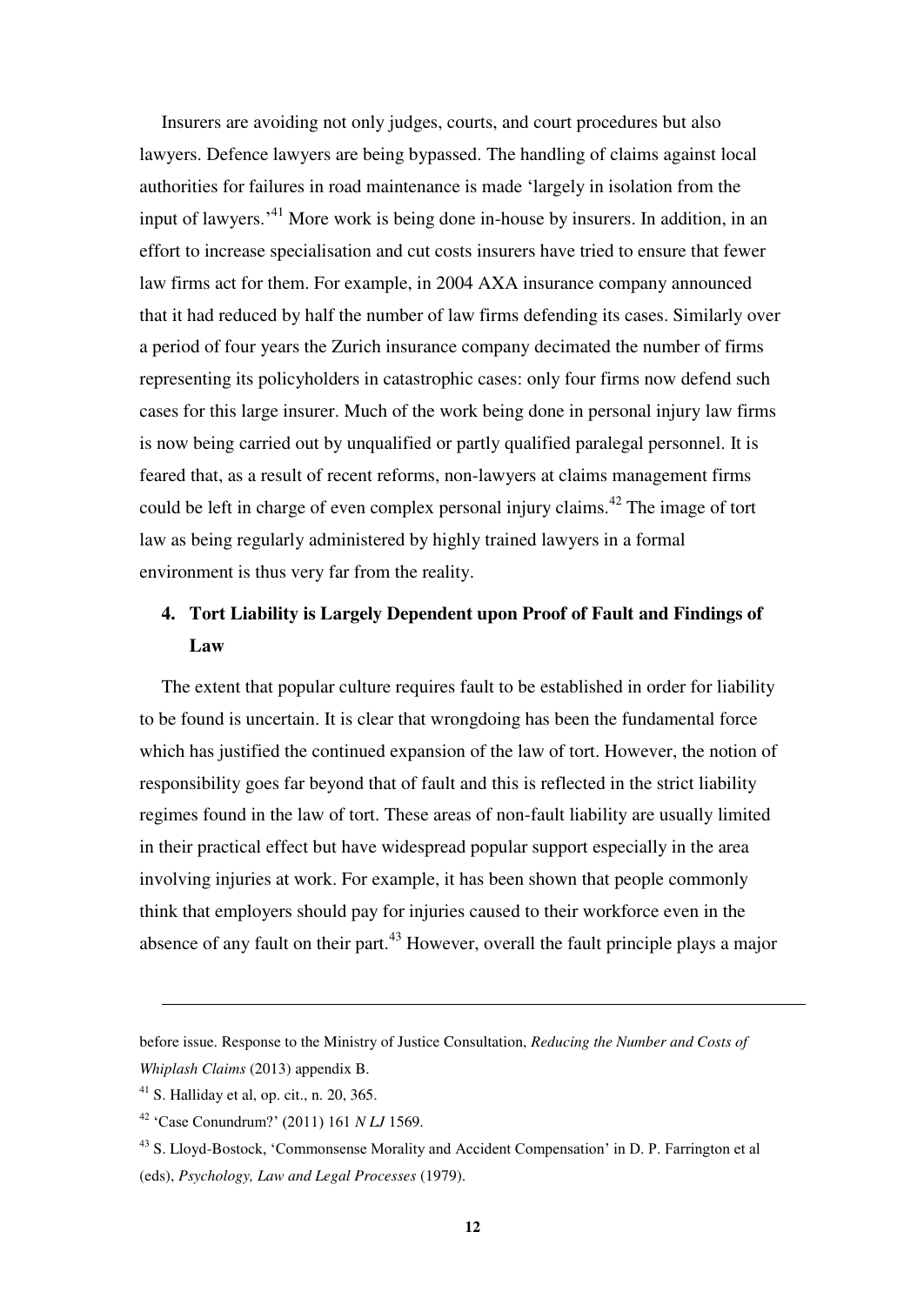Insurers are avoiding not only judges, courts, and court procedures but also lawyers. Defence lawyers are being bypassed. The handling of claims against local authorities for failures in road maintenance is made 'largely in isolation from the input of lawyers.'[41] More work is being done in-house by insurers. In addition, in an effort to increase specialisation and cut costs insurers have tried to ensure that fewer law firms act for them. For example, in 2004 AXA insurance company announced that it had reduced by half the number of law firms defending its cases. Similarly over a period of four years the Zurich insurance company decimated the number of firms representing its policyholders in catastrophic cases: only four firms now defend such cases for this large insurer. Much of the work being done in personal injury law firms is now being carried out by unqualified or partly qualified paralegal personnel. It is feared that, as a result of recent reforms, non-lawyers at claims management firms could be left in charge of even complex personal injury claims.[42] The image of tort law as being regularly administered by highly trained lawyers in a formal environment is thus very far from the reality.

## 4. Tort Liability is Largely Dependent upon Proof of Fault and Findings of Law

The extent that popular culture requires fault to be established in order for liability to be found is uncertain. It is clear that wrongdoing has been the fundamental force which has justified the continued expansion of the law of tort. However, the notion of responsibility goes far beyond that of fault and this is reflected in the strict liability regimes found in the law of tort. These areas of non-fault liability are usually limited in their practical effect but have widespread popular support especially in the area involving injuries at work. For example, it has been shown that people commonly think that employers should pay for injuries caused to their workforce even in the absence of any fault on their part.[43] However, overall the fault principle plays a major

---

before issue. Response to the Ministry of Justice Consultation, *Reducing the Number and Costs of Whiplash Claims* (2013) appendix B.

[41] S. Halliday et al, op. cit., n. 20, 365.

[42] 'Case Conundrum?' (2011) 161 *N LJ* 1569.

[43] S. Lloyd-Bostock, 'Commonsense Morality and Accident Compensation' in D. P. Farrington et al (eds), *Psychology, Law and Legal Processes* (1979).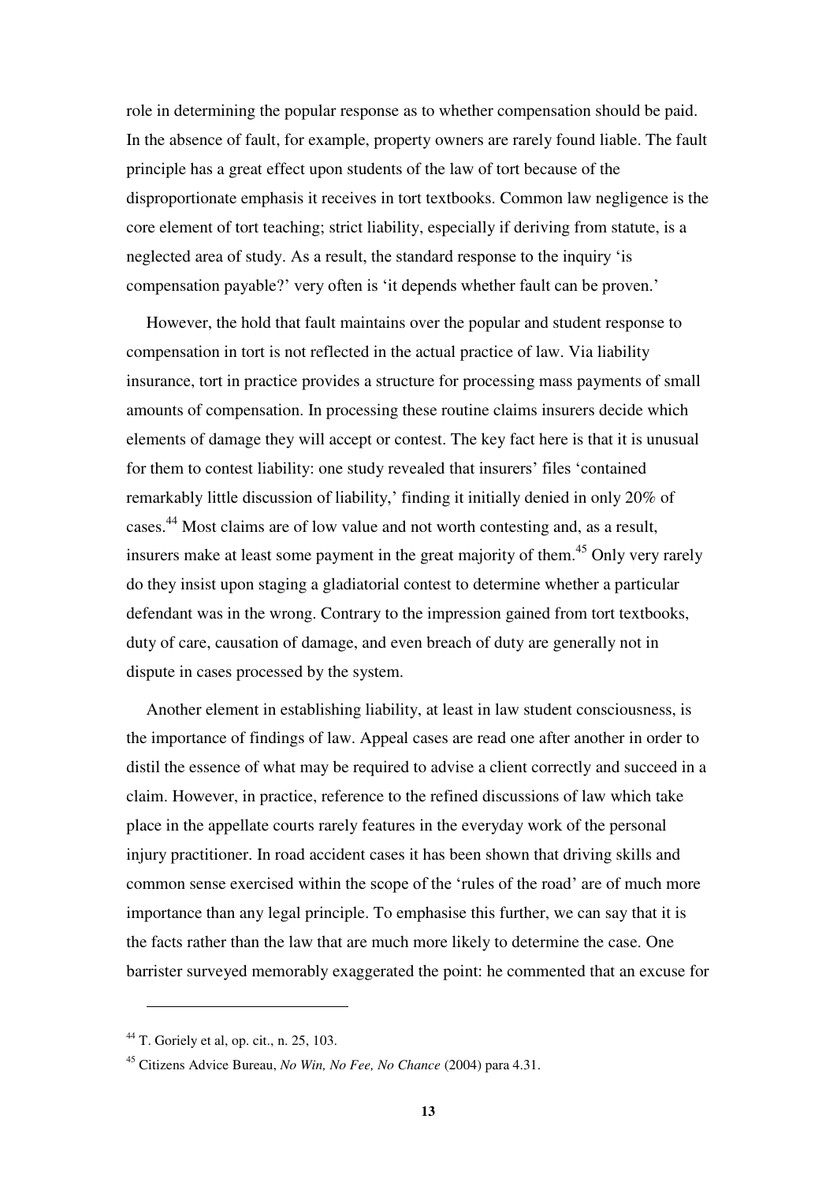role in determining the popular response as to whether compensation should be paid. In the absence of fault, for example, property owners are rarely found liable. The fault principle has a great effect upon students of the law of tort because of the disproportionate emphasis it receives in tort textbooks. Common law negligence is the core element of tort teaching; strict liability, especially if deriving from statute, is a neglected area of study. As a result, the standard response to the inquiry 'is compensation payable?' very often is 'it depends whether fault can be proven.'

However, the hold that fault maintains over the popular and student response to compensation in tort is not reflected in the actual practice of law. Via liability insurance, tort in practice provides a structure for processing mass payments of small amounts of compensation. In processing these routine claims insurers decide which elements of damage they will accept or contest. The key fact here is that it is unusual for them to contest liability: one study revealed that insurers' files 'contained remarkably little discussion of liability,' finding it initially denied in only 20% of cases.[44] Most claims are of low value and not worth contesting and, as a result, insurers make at least some payment in the great majority of them.[45] Only very rarely do they insist upon staging a gladiatorial contest to determine whether a particular defendant was in the wrong. Contrary to the impression gained from tort textbooks, duty of care, causation of damage, and even breach of duty are generally not in dispute in cases processed by the system.

Another element in establishing liability, at least in law student consciousness, is the importance of findings of law. Appeal cases are read one after another in order to distil the essence of what may be required to advise a client correctly and succeed in a claim. However, in practice, reference to the refined discussions of law which take place in the appellate courts rarely features in the everyday work of the personal injury practitioner. In road accident cases it has been shown that driving skills and common sense exercised within the scope of the 'rules of the road' are of much more importance than any legal principle. To emphasise this further, we can say that it is the facts rather than the law that are much more likely to determine the case. One barrister surveyed memorably exaggerated the point: he commented that an excuse for

---

[44] T. Goriely et al, op. cit., n. 25, 103.

[45] Citizens Advice Bureau, *No Win, No Fee, No Chance* (2004) para 4.31.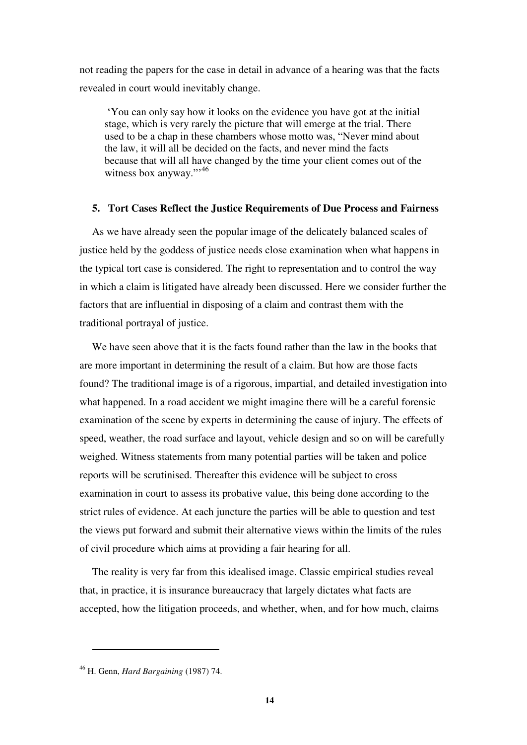not reading the papers for the case in detail in advance of a hearing was that the facts revealed in court would inevitably change.

> 'You can only say how it looks on the evidence you have got at the initial stage, which is very rarely the picture that will emerge at the trial. There used to be a chap in these chambers whose motto was, "Never mind about the law, it will all be decided on the facts, and never mind the facts because that will all have changed by the time your client comes out of the witness box anyway."'[46]

### 5. Tort Cases Reflect the Justice Requirements of Due Process and Fairness

As we have already seen the popular image of the delicately balanced scales of justice held by the goddess of justice needs close examination when what happens in the typical tort case is considered. The right to representation and to control the way in which a claim is litigated have already been discussed. Here we consider further the factors that are influential in disposing of a claim and contrast them with the traditional portrayal of justice.

We have seen above that it is the facts found rather than the law in the books that are more important in determining the result of a claim. But how are those facts found? The traditional image is of a rigorous, impartial, and detailed investigation into what happened. In a road accident we might imagine there will be a careful forensic examination of the scene by experts in determining the cause of injury. The effects of speed, weather, the road surface and layout, vehicle design and so on will be carefully weighed. Witness statements from many potential parties will be taken and police reports will be scrutinised. Thereafter this evidence will be subject to cross examination in court to assess its probative value, this being done according to the strict rules of evidence. At each juncture the parties will be able to question and test the views put forward and submit their alternative views within the limits of the rules of civil procedure which aims at providing a fair hearing for all.

The reality is very far from this idealised image. Classic empirical studies reveal that, in practice, it is insurance bureaucracy that largely dictates what facts are accepted, how the litigation proceeds, and whether, when, and for how much, claims

---

[46] H. Genn, *Hard Bargaining* (1987) 74.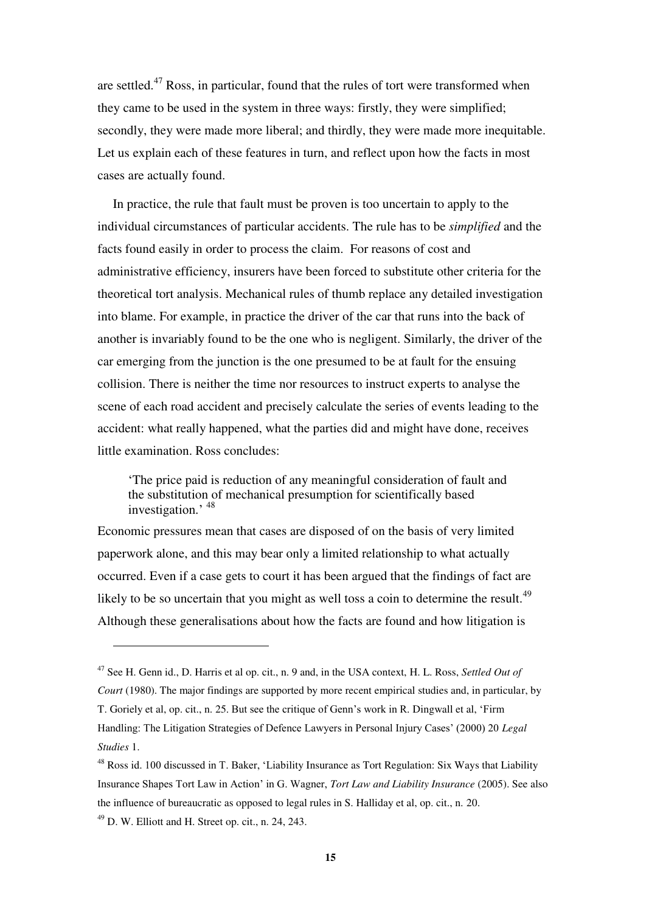are settled.[47] Ross, in particular, found that the rules of tort were transformed when they came to be used in the system in three ways: firstly, they were simplified; secondly, they were made more liberal; and thirdly, they were made more inequitable. Let us explain each of these features in turn, and reflect upon how the facts in most cases are actually found.

In practice, the rule that fault must be proven is too uncertain to apply to the individual circumstances of particular accidents. The rule has to be *simplified* and the facts found easily in order to process the claim. For reasons of cost and administrative efficiency, insurers have been forced to substitute other criteria for the theoretical tort analysis. Mechanical rules of thumb replace any detailed investigation into blame. For example, in practice the driver of the car that runs into the back of another is invariably found to be the one who is negligent. Similarly, the driver of the car emerging from the junction is the one presumed to be at fault for the ensuing collision. There is neither the time nor resources to instruct experts to analyse the scene of each road accident and precisely calculate the series of events leading to the accident: what really happened, what the parties did and might have done, receives little examination. Ross concludes:

> 'The price paid is reduction of any meaningful consideration of fault and the substitution of mechanical presumption for scientifically based investigation.' [48]

Economic pressures mean that cases are disposed of on the basis of very limited paperwork alone, and this may bear only a limited relationship to what actually occurred. Even if a case gets to court it has been argued that the findings of fact are likely to be so uncertain that you might as well toss a coin to determine the result.[49] Although these generalisations about how the facts are found and how litigation is

---

[47] See H. Genn id., D. Harris et al op. cit., n. 9 and, in the USA context, H. L. Ross, *Settled Out of Court* (1980). The major findings are supported by more recent empirical studies and, in particular, by T. Goriely et al, op. cit., n. 25. But see the critique of Genn's work in R. Dingwall et al, 'Firm Handling: The Litigation Strategies of Defence Lawyers in Personal Injury Cases' (2000) 20 *Legal Studies* 1.

[48] Ross id. 100 discussed in T. Baker, 'Liability Insurance as Tort Regulation: Six Ways that Liability Insurance Shapes Tort Law in Action' in G. Wagner, *Tort Law and Liability Insurance* (2005). See also the influence of bureaucratic as opposed to legal rules in S. Halliday et al, op. cit., n. 20.

[49] D. W. Elliott and H. Street op. cit., n. 24, 243.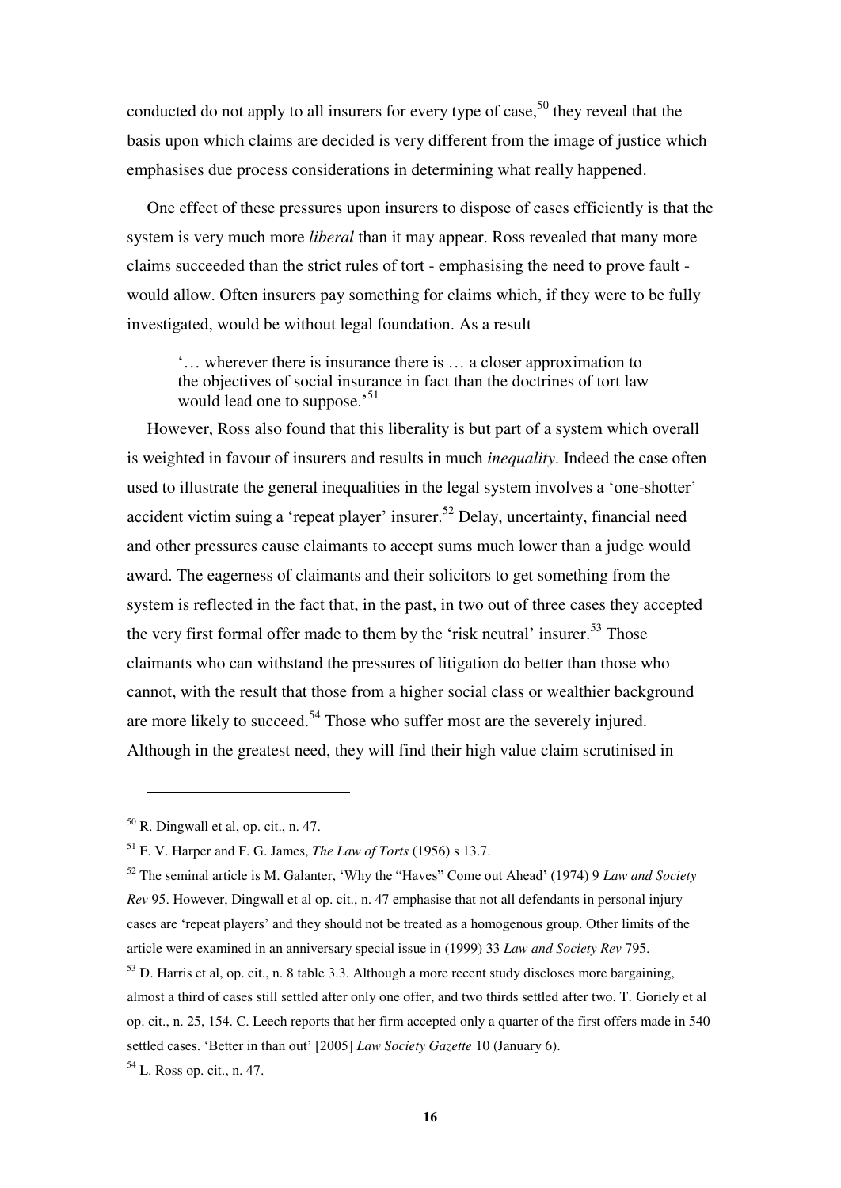conducted do not apply to all insurers for every type of case,[50] they reveal that the basis upon which claims are decided is very different from the image of justice which emphasises due process considerations in determining what really happened.

One effect of these pressures upon insurers to dispose of cases efficiently is that the system is very much more *liberal* than it may appear. Ross revealed that many more claims succeeded than the strict rules of tort - emphasising the need to prove fault - would allow. Often insurers pay something for claims which, if they were to be fully investigated, would be without legal foundation. As a result

> '… wherever there is insurance there is … a closer approximation to the objectives of social insurance in fact than the doctrines of tort law would lead one to suppose.'[51]

However, Ross also found that this liberality is but part of a system which overall is weighted in favour of insurers and results in much *inequality*. Indeed the case often used to illustrate the general inequalities in the legal system involves a 'one-shotter' accident victim suing a 'repeat player' insurer.[52] Delay, uncertainty, financial need and other pressures cause claimants to accept sums much lower than a judge would award. The eagerness of claimants and their solicitors to get something from the system is reflected in the fact that, in the past, in two out of three cases they accepted the very first formal offer made to them by the 'risk neutral' insurer.[53] Those claimants who can withstand the pressures of litigation do better than those who cannot, with the result that those from a higher social class or wealthier background are more likely to succeed.[54] Those who suffer most are the severely injured. Although in the greatest need, they will find their high value claim scrutinised in

---

[50] R. Dingwall et al, op. cit., n. 47.

[51] F. V. Harper and F. G. James, *The Law of Torts* (1956) s 13.7.

[52] The seminal article is M. Galanter, 'Why the "Haves" Come out Ahead' (1974) 9 *Law and Society Rev* 95. However, Dingwall et al op. cit., n. 47 emphasise that not all defendants in personal injury cases are 'repeat players' and they should not be treated as a homogenous group. Other limits of the article were examined in an anniversary special issue in (1999) 33 *Law and Society Rev* 795.

[53] D. Harris et al, op. cit., n. 8 table 3.3. Although a more recent study discloses more bargaining, almost a third of cases still settled after only one offer, and two thirds settled after two. T. Goriely et al op. cit., n. 25, 154. C. Leech reports that her firm accepted only a quarter of the first offers made in 540 settled cases. 'Better in than out' [2005] *Law Society Gazette* 10 (January 6).

[54] L. Ross op. cit., n. 47.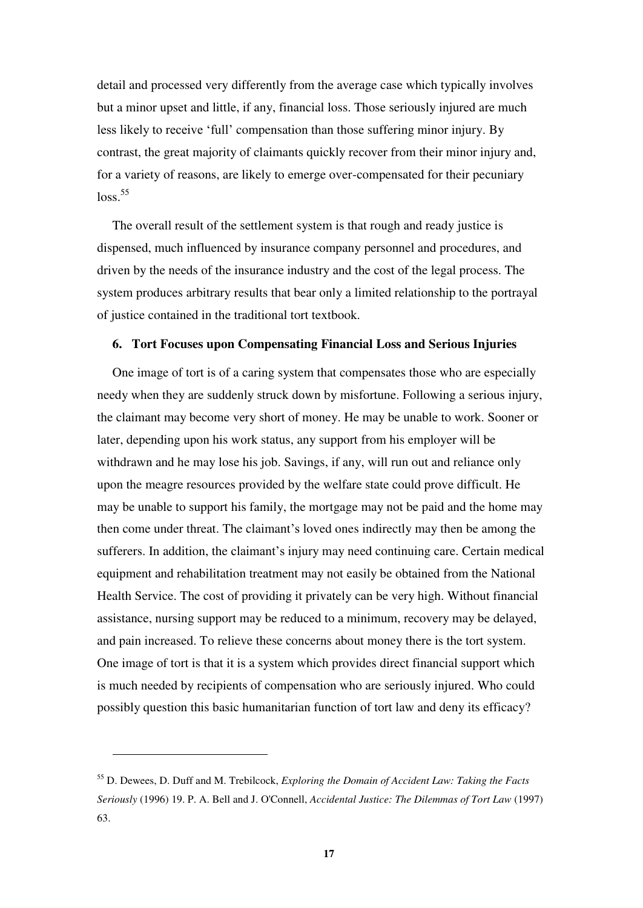detail and processed very differently from the average case which typically involves but a minor upset and little, if any, financial loss. Those seriously injured are much less likely to receive 'full' compensation than those suffering minor injury. By contrast, the great majority of claimants quickly recover from their minor injury and, for a variety of reasons, are likely to emerge over-compensated for their pecuniary loss.[55]

The overall result of the settlement system is that rough and ready justice is dispensed, much influenced by insurance company personnel and procedures, and driven by the needs of the insurance industry and the cost of the legal process. The system produces arbitrary results that bear only a limited relationship to the portrayal of justice contained in the traditional tort textbook.

### 6. Tort Focuses upon Compensating Financial Loss and Serious Injuries

One image of tort is of a caring system that compensates those who are especially needy when they are suddenly struck down by misfortune. Following a serious injury, the claimant may become very short of money. He may be unable to work. Sooner or later, depending upon his work status, any support from his employer will be withdrawn and he may lose his job. Savings, if any, will run out and reliance only upon the meagre resources provided by the welfare state could prove difficult. He may be unable to support his family, the mortgage may not be paid and the home may then come under threat. The claimant's loved ones indirectly may then be among the sufferers. In addition, the claimant's injury may need continuing care. Certain medical equipment and rehabilitation treatment may not easily be obtained from the National Health Service. The cost of providing it privately can be very high. Without financial assistance, nursing support may be reduced to a minimum, recovery may be delayed, and pain increased. To relieve these concerns about money there is the tort system. One image of tort is that it is a system which provides direct financial support which is much needed by recipients of compensation who are seriously injured. Who could possibly question this basic humanitarian function of tort law and deny its efficacy?

---

[55] D. Dewees, D. Duff and M. Trebilcock, *Exploring the Domain of Accident Law: Taking the Facts Seriously* (1996) 19. P. A. Bell and J. O'Connell, *Accidental Justice: The Dilemmas of Tort Law* (1997) 63.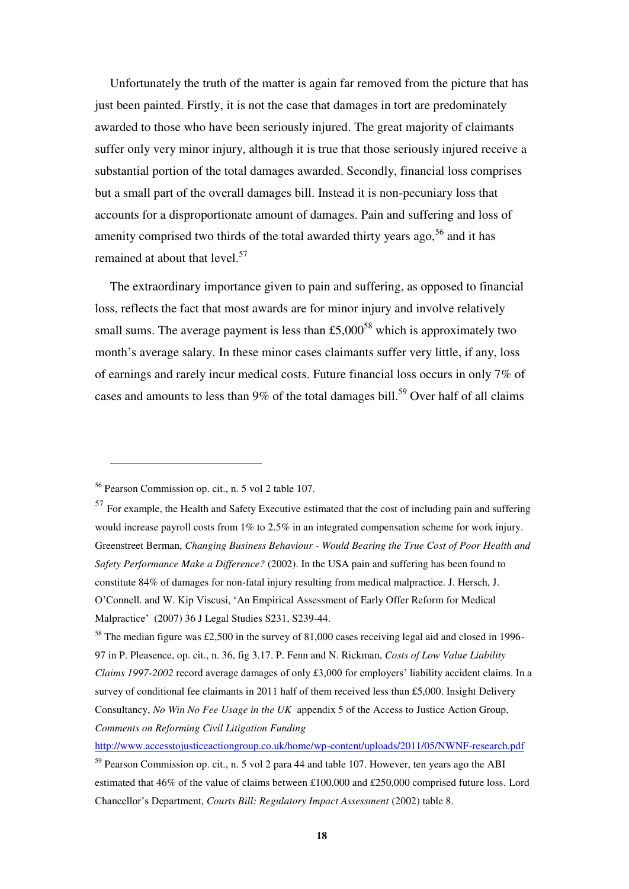Unfortunately the truth of the matter is again far removed from the picture that has just been painted. Firstly, it is not the case that damages in tort are predominately awarded to those who have been seriously injured. The great majority of claimants suffer only very minor injury, although it is true that those seriously injured receive a substantial portion of the total damages awarded. Secondly, financial loss comprises but a small part of the overall damages bill. Instead it is non-pecuniary loss that accounts for a disproportionate amount of damages. Pain and suffering and loss of amenity comprised two thirds of the total awarded thirty years ago,[56] and it has remained at about that level.[57]

The extraordinary importance given to pain and suffering, as opposed to financial loss, reflects the fact that most awards are for minor injury and involve relatively small sums. The average payment is less than £5,000[58] which is approximately two month's average salary. In these minor cases claimants suffer very little, if any, loss of earnings and rarely incur medical costs. Future financial loss occurs in only 7% of cases and amounts to less than 9% of the total damages bill.[59] Over half of all claims

---

[56] Pearson Commission op. cit., n. 5 vol 2 table 107.

[57] For example, the Health and Safety Executive estimated that the cost of including pain and suffering would increase payroll costs from 1% to 2.5% in an integrated compensation scheme for work injury. Greenstreet Berman, *Changing Business Behaviour - Would Bearing the True Cost of Poor Health and Safety Performance Make a Difference?* (2002). In the USA pain and suffering has been found to constitute 84% of damages for non-fatal injury resulting from medical malpractice. J. Hersch, J. O'Connell. and W. Kip Viscusi, 'An Empirical Assessment of Early Offer Reform for Medical Malpractice' (2007) 36 J Legal Studies S231, S239-44.

[58] The median figure was £2,500 in the survey of 81,000 cases receiving legal aid and closed in 1996-97 in P. Pleasence, op. cit., n. 36, fig 3.17. P. Fenn and N. Rickman, *Costs of Low Value Liability Claims 1997-2002* record average damages of only £3,000 for employers' liability accident claims. In a survey of conditional fee claimants in 2011 half of them received less than £5,000. Insight Delivery Consultancy, *No Win No Fee Usage in the UK* appendix 5 of the Access to Justice Action Group, *Comments on Reforming Civil Litigation Funding* http://www.accesstojusticeactiongroup.co.uk/home/wp-content/uploads/2011/05/NWNF-research.pdf

[59] Pearson Commission op. cit., n. 5 vol 2 para 44 and table 107. However, ten years ago the ABI estimated that 46% of the value of claims between £100,000 and £250,000 comprised future loss. Lord Chancellor's Department, *Courts Bill: Regulatory Impact Assessment* (2002) table 8.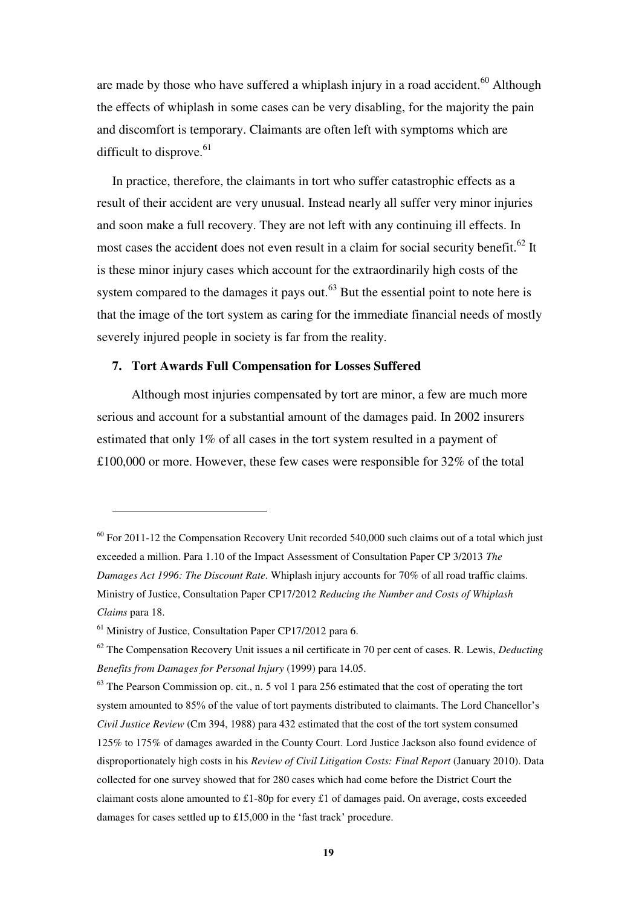are made by those who have suffered a whiplash injury in a road accident.[60] Although the effects of whiplash in some cases can be very disabling, for the majority the pain and discomfort is temporary. Claimants are often left with symptoms which are difficult to disprove.[61]

In practice, therefore, the claimants in tort who suffer catastrophic effects as a result of their accident are very unusual. Instead nearly all suffer very minor injuries and soon make a full recovery. They are not left with any continuing ill effects. In most cases the accident does not even result in a claim for social security benefit.[62] It is these minor injury cases which account for the extraordinarily high costs of the system compared to the damages it pays out.[63] But the essential point to note here is that the image of the tort system as caring for the immediate financial needs of mostly severely injured people in society is far from the reality.

### 7. Tort Awards Full Compensation for Losses Suffered

Although most injuries compensated by tort are minor, a few are much more serious and account for a substantial amount of the damages paid. In 2002 insurers estimated that only 1% of all cases in the tort system resulted in a payment of £100,000 or more. However, these few cases were responsible for 32% of the total

---

[60] For 2011-12 the Compensation Recovery Unit recorded 540,000 such claims out of a total which just exceeded a million. Para 1.10 of the Impact Assessment of Consultation Paper CP 3/2013 *The Damages Act 1996: The Discount Rate*. Whiplash injury accounts for 70% of all road traffic claims. Ministry of Justice, Consultation Paper CP17/2012 *Reducing the Number and Costs of Whiplash Claims* para 18.

[61] Ministry of Justice, Consultation Paper CP17/2012 para 6.

[62] The Compensation Recovery Unit issues a nil certificate in 70 per cent of cases. R. Lewis, *Deducting Benefits from Damages for Personal Injury* (1999) para 14.05.

[63] The Pearson Commission op. cit., n. 5 vol 1 para 256 estimated that the cost of operating the tort system amounted to 85% of the value of tort payments distributed to claimants. The Lord Chancellor's *Civil Justice Review* (Cm 394, 1988) para 432 estimated that the cost of the tort system consumed 125% to 175% of damages awarded in the County Court. Lord Justice Jackson also found evidence of disproportionately high costs in his *Review of Civil Litigation Costs: Final Report* (January 2010). Data collected for one survey showed that for 280 cases which had come before the District Court the claimant costs alone amounted to £1-80p for every £1 of damages paid. On average, costs exceeded damages for cases settled up to £15,000 in the 'fast track' procedure.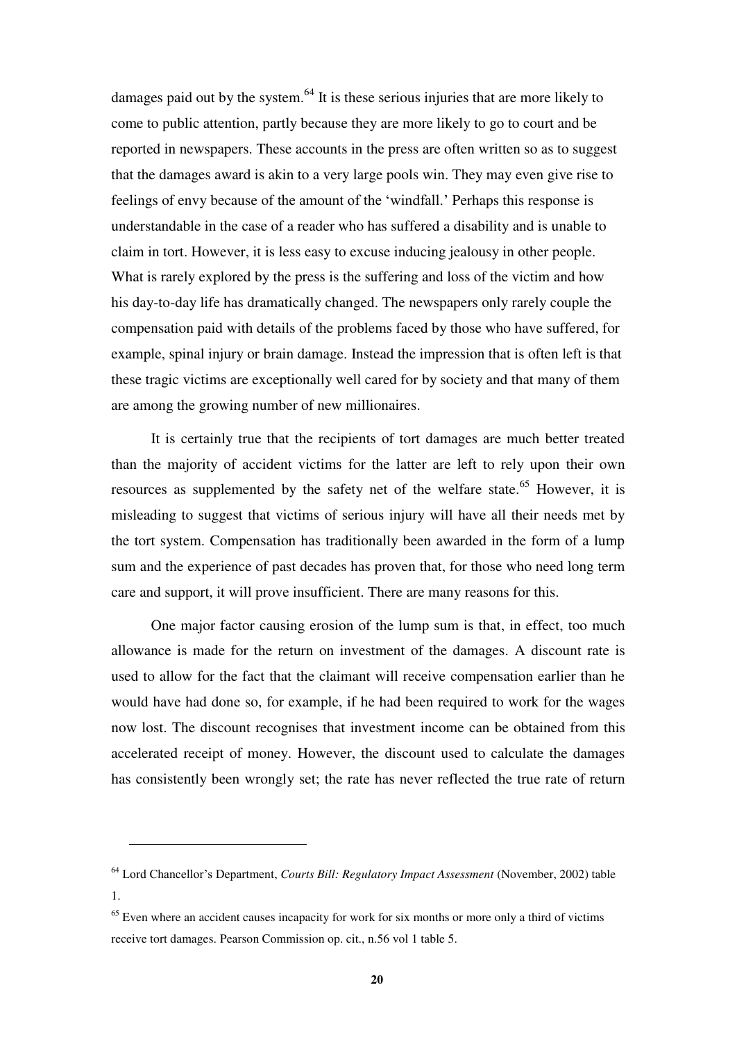damages paid out by the system.[64] It is these serious injuries that are more likely to come to public attention, partly because they are more likely to go to court and be reported in newspapers. These accounts in the press are often written so as to suggest that the damages award is akin to a very large pools win. They may even give rise to feelings of envy because of the amount of the 'windfall.' Perhaps this response is understandable in the case of a reader who has suffered a disability and is unable to claim in tort. However, it is less easy to excuse inducing jealousy in other people. What is rarely explored by the press is the suffering and loss of the victim and how his day-to-day life has dramatically changed. The newspapers only rarely couple the compensation paid with details of the problems faced by those who have suffered, for example, spinal injury or brain damage. Instead the impression that is often left is that these tragic victims are exceptionally well cared for by society and that many of them are among the growing number of new millionaires.

It is certainly true that the recipients of tort damages are much better treated than the majority of accident victims for the latter are left to rely upon their own resources as supplemented by the safety net of the welfare state.[65] However, it is misleading to suggest that victims of serious injury will have all their needs met by the tort system. Compensation has traditionally been awarded in the form of a lump sum and the experience of past decades has proven that, for those who need long term care and support, it will prove insufficient. There are many reasons for this.

One major factor causing erosion of the lump sum is that, in effect, too much allowance is made for the return on investment of the damages. A discount rate is used to allow for the fact that the claimant will receive compensation earlier than he would have had done so, for example, if he had been required to work for the wages now lost. The discount recognises that investment income can be obtained from this accelerated receipt of money. However, the discount used to calculate the damages has consistently been wrongly set; the rate has never reflected the true rate of return

---

[64] Lord Chancellor's Department, *Courts Bill: Regulatory Impact Assessment* (November, 2002) table 1.

[65] Even where an accident causes incapacity for work for six months or more only a third of victims receive tort damages. Pearson Commission op. cit., n.56 vol 1 table 5.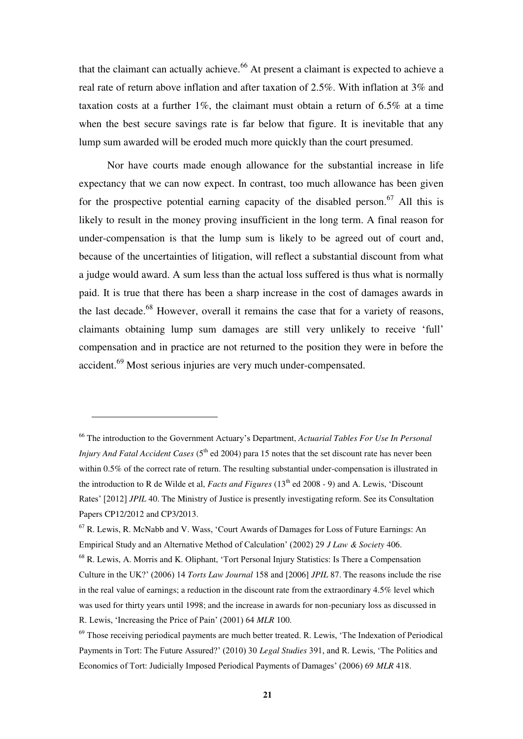that the claimant can actually achieve.[66] At present a claimant is expected to achieve a real rate of return above inflation and after taxation of 2.5%. With inflation at 3% and taxation costs at a further 1%, the claimant must obtain a return of 6.5% at a time when the best secure savings rate is far below that figure. It is inevitable that any lump sum awarded will be eroded much more quickly than the court presumed.

Nor have courts made enough allowance for the substantial increase in life expectancy that we can now expect. In contrast, too much allowance has been given for the prospective potential earning capacity of the disabled person.[67] All this is likely to result in the money proving insufficient in the long term. A final reason for under-compensation is that the lump sum is likely to be agreed out of court and, because of the uncertainties of litigation, will reflect a substantial discount from what a judge would award. A sum less than the actual loss suffered is thus what is normally paid. It is true that there has been a sharp increase in the cost of damages awards in the last decade.[68] However, overall it remains the case that for a variety of reasons, claimants obtaining lump sum damages are still very unlikely to receive 'full' compensation and in practice are not returned to the position they were in before the accident.[69] Most serious injuries are very much under-compensated.

---

[66] The introduction to the Government Actuary's Department, *Actuarial Tables For Use In Personal Injury And Fatal Accident Cases* (5th ed 2004) para 15 notes that the set discount rate has never been within 0.5% of the correct rate of return. The resulting substantial under-compensation is illustrated in the introduction to R de Wilde et al, *Facts and Figures* (13th ed 2008 - 9) and A. Lewis, 'Discount Rates' [2012] *JPIL* 40. The Ministry of Justice is presently investigating reform. See its Consultation Papers CP12/2012 and CP3/2013.

[67] R. Lewis, R. McNabb and V. Wass, 'Court Awards of Damages for Loss of Future Earnings: An Empirical Study and an Alternative Method of Calculation' (2002) 29 *J Law & Society* 406.

[68] R. Lewis, A. Morris and K. Oliphant, 'Tort Personal Injury Statistics: Is There a Compensation Culture in the UK?' (2006) 14 *Torts Law Journal* 158 and [2006] *JPIL* 87. The reasons include the rise in the real value of earnings; a reduction in the discount rate from the extraordinary 4.5% level which was used for thirty years until 1998; and the increase in awards for non-pecuniary loss as discussed in R. Lewis, 'Increasing the Price of Pain' (2001) 64 *MLR* 100.

[69] Those receiving periodical payments are much better treated. R. Lewis, 'The Indexation of Periodical Payments in Tort: The Future Assured?' (2010) 30 *Legal Studies* 391, and R. Lewis, 'The Politics and Economics of Tort: Judicially Imposed Periodical Payments of Damages' (2006) 69 *MLR* 418.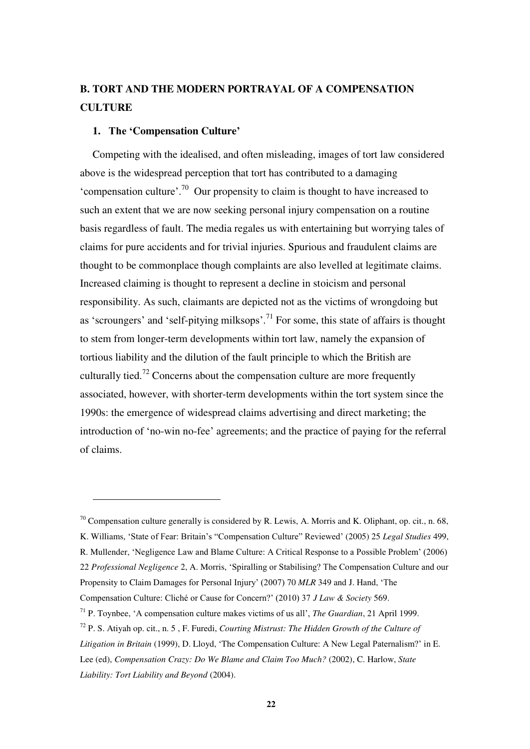## B. TORT AND THE MODERN PORTRAYAL OF A COMPENSATION CULTURE

### 1. The 'Compensation Culture'

Competing with the idealised, and often misleading, images of tort law considered above is the widespread perception that tort has contributed to a damaging 'compensation culture'.[70] Our propensity to claim is thought to have increased to such an extent that we are now seeking personal injury compensation on a routine basis regardless of fault. The media regales us with entertaining but worrying tales of claims for pure accidents and for trivial injuries. Spurious and fraudulent claims are thought to be commonplace though complaints are also levelled at legitimate claims. Increased claiming is thought to represent a decline in stoicism and personal responsibility. As such, claimants are depicted not as the victims of wrongdoing but as 'scroungers' and 'self-pitying milksops'.[71] For some, this state of affairs is thought to stem from longer-term developments within tort law, namely the expansion of tortious liability and the dilution of the fault principle to which the British are culturally tied.[72] Concerns about the compensation culture are more frequently associated, however, with shorter-term developments within the tort system since the 1990s: the emergence of widespread claims advertising and direct marketing; the introduction of 'no-win no-fee' agreements; and the practice of paying for the referral of claims.

---

[70] Compensation culture generally is considered by R. Lewis, A. Morris and K. Oliphant, op. cit., n. 68, K. Williams, 'State of Fear: Britain's "Compensation Culture" Reviewed' (2005) 25 *Legal Studies* 499, R. Mullender, 'Negligence Law and Blame Culture: A Critical Response to a Possible Problem' (2006) 22 *Professional Negligence* 2, A. Morris, 'Spiralling or Stabilising? The Compensation Culture and our Propensity to Claim Damages for Personal Injury' (2007) 70 *MLR* 349 and J. Hand, 'The Compensation Culture: Cliché or Cause for Concern?' (2010) 37 *J Law & Society* 569.

[71] P. Toynbee, 'A compensation culture makes victims of us all', *The Guardian*, 21 April 1999.

[72] P. S. Atiyah op. cit., n. 5 , F. Furedi, *Courting Mistrust: The Hidden Growth of the Culture of Litigation in Britain* (1999), D. Lloyd, 'The Compensation Culture: A New Legal Paternalism?' in E. Lee (ed), *Compensation Crazy: Do We Blame and Claim Too Much?* (2002), C. Harlow, *State Liability: Tort Liability and Beyond* (2004).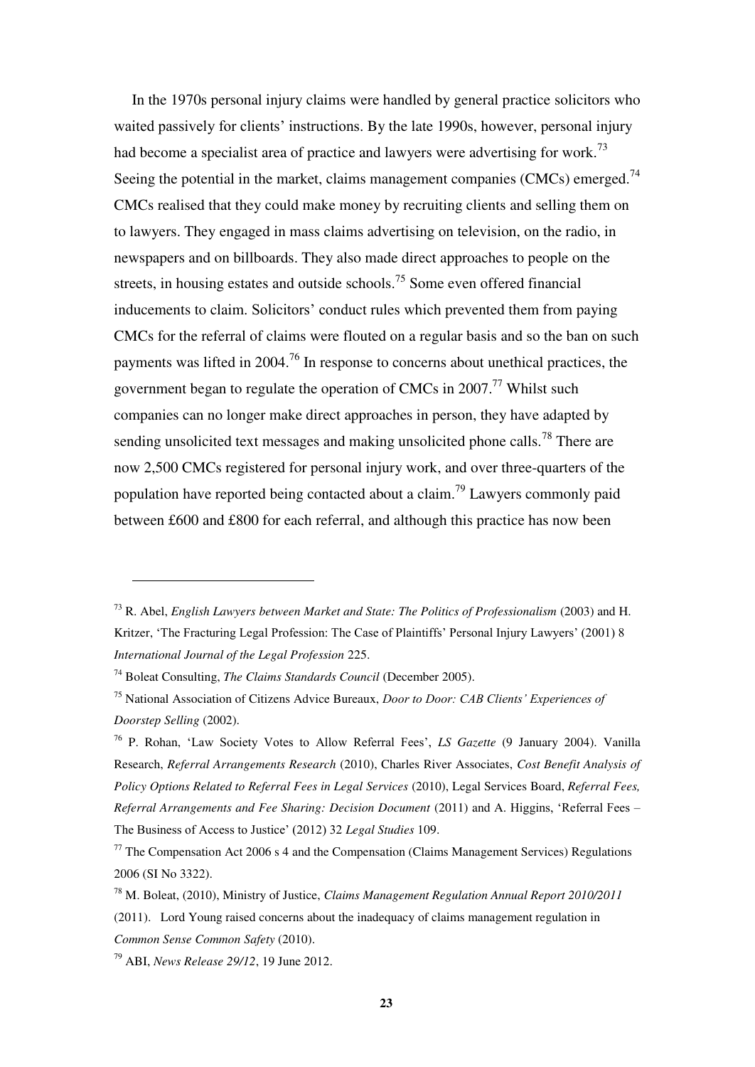In the 1970s personal injury claims were handled by general practice solicitors who waited passively for clients' instructions. By the late 1990s, however, personal injury had become a specialist area of practice and lawyers were advertising for work.[73] Seeing the potential in the market, claims management companies (CMCs) emerged.[74] CMCs realised that they could make money by recruiting clients and selling them on to lawyers. They engaged in mass claims advertising on television, on the radio, in newspapers and on billboards. They also made direct approaches to people on the streets, in housing estates and outside schools.[75] Some even offered financial inducements to claim. Solicitors' conduct rules which prevented them from paying CMCs for the referral of claims were flouted on a regular basis and so the ban on such payments was lifted in 2004.[76] In response to concerns about unethical practices, the government began to regulate the operation of CMCs in 2007.[77] Whilst such companies can no longer make direct approaches in person, they have adapted by sending unsolicited text messages and making unsolicited phone calls.[78] There are now 2,500 CMCs registered for personal injury work, and over three-quarters of the population have reported being contacted about a claim.[79] Lawyers commonly paid between £600 and £800 for each referral, and although this practice has now been

---

[73] R. Abel, *English Lawyers between Market and State: The Politics of Professionalism* (2003) and H. Kritzer, 'The Fracturing Legal Profession: The Case of Plaintiffs' Personal Injury Lawyers' (2001) 8 *International Journal of the Legal Profession* 225.

[74] Boleat Consulting, *The Claims Standards Council* (December 2005).

[75] National Association of Citizens Advice Bureaux, *Door to Door: CAB Clients' Experiences of Doorstep Selling* (2002).

[76] P. Rohan, 'Law Society Votes to Allow Referral Fees', *LS Gazette* (9 January 2004). Vanilla Research, *Referral Arrangements Research* (2010), Charles River Associates, *Cost Benefit Analysis of Policy Options Related to Referral Fees in Legal Services* (2010), Legal Services Board, *Referral Fees, Referral Arrangements and Fee Sharing: Decision Document* (2011) and A. Higgins, 'Referral Fees – The Business of Access to Justice' (2012) 32 *Legal Studies* 109.

[77] The Compensation Act 2006 s 4 and the Compensation (Claims Management Services) Regulations 2006 (SI No 3322).

[78] M. Boleat, (2010), Ministry of Justice, *Claims Management Regulation Annual Report 2010/2011* (2011). Lord Young raised concerns about the inadequacy of claims management regulation in *Common Sense Common Safety* (2010).

[79] ABI, *News Release 29/12*, 19 June 2012.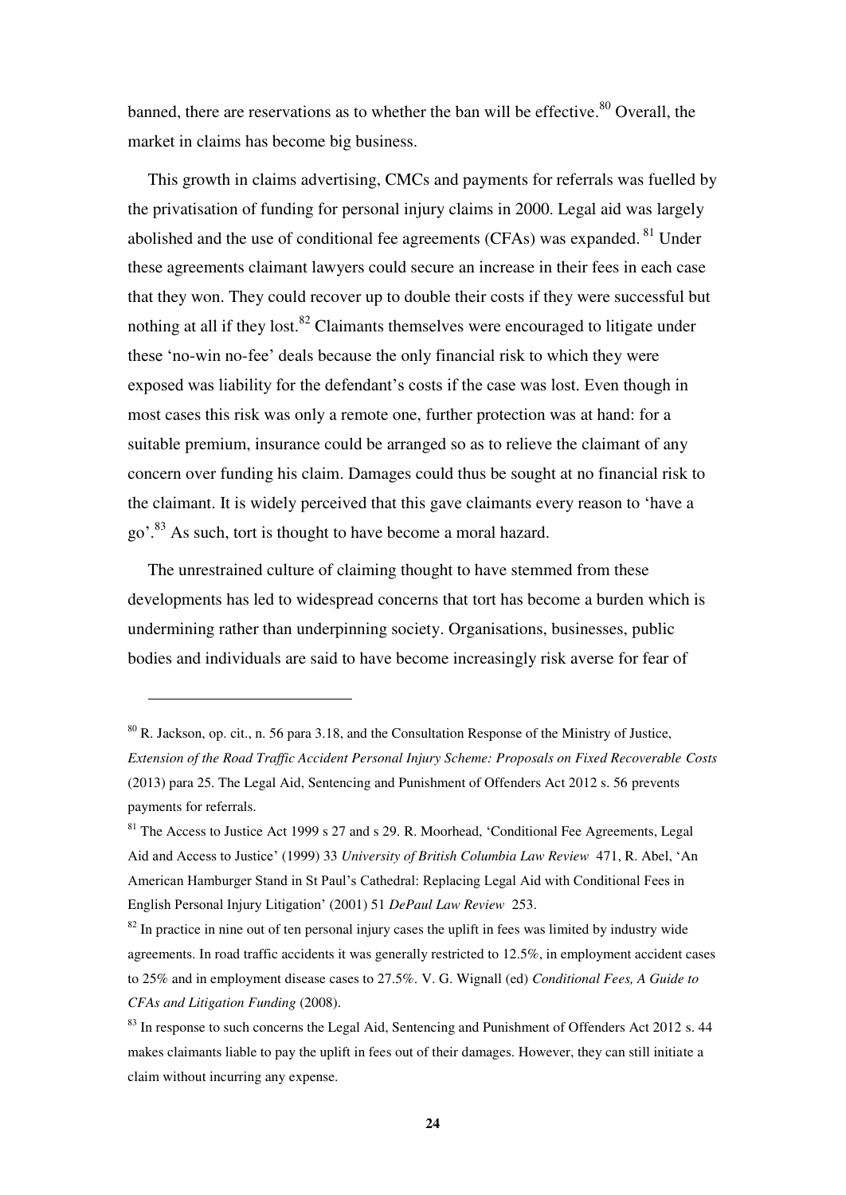banned, there are reservations as to whether the ban will be effective.[80] Overall, the market in claims has become big business.

This growth in claims advertising, CMCs and payments for referrals was fuelled by the privatisation of funding for personal injury claims in 2000. Legal aid was largely abolished and the use of conditional fee agreements (CFAs) was expanded.[81] Under these agreements claimant lawyers could secure an increase in their fees in each case that they won. They could recover up to double their costs if they were successful but nothing at all if they lost.[82] Claimants themselves were encouraged to litigate under these 'no-win no-fee' deals because the only financial risk to which they were exposed was liability for the defendant's costs if the case was lost. Even though in most cases this risk was only a remote one, further protection was at hand: for a suitable premium, insurance could be arranged so as to relieve the claimant of any concern over funding his claim. Damages could thus be sought at no financial risk to the claimant. It is widely perceived that this gave claimants every reason to 'have a go'.[83] As such, tort is thought to have become a moral hazard.

The unrestrained culture of claiming thought to have stemmed from these developments has led to widespread concerns that tort has become a burden which is undermining rather than underpinning society. Organisations, businesses, public bodies and individuals are said to have become increasingly risk averse for fear of

---

[80] R. Jackson, op. cit., n. 56 para 3.18, and the Consultation Response of the Ministry of Justice, *Extension of the Road Traffic Accident Personal Injury Scheme: Proposals on Fixed Recoverable Costs* (2013) para 25. The Legal Aid, Sentencing and Punishment of Offenders Act 2012 s. 56 prevents payments for referrals.

[81] The Access to Justice Act 1999 s 27 and s 29. R. Moorhead, 'Conditional Fee Agreements, Legal Aid and Access to Justice' (1999) 33 *University of British Columbia Law Review* 471, R. Abel, 'An American Hamburger Stand in St Paul's Cathedral: Replacing Legal Aid with Conditional Fees in English Personal Injury Litigation' (2001) 51 *DePaul Law Review* 253.

[82] In practice in nine out of ten personal injury cases the uplift in fees was limited by industry wide agreements. In road traffic accidents it was generally restricted to 12.5%, in employment accident cases to 25% and in employment disease cases to 27.5%. V. G. Wignall (ed) *Conditional Fees, A Guide to CFAs and Litigation Funding* (2008).

[83] In response to such concerns the Legal Aid, Sentencing and Punishment of Offenders Act 2012 s. 44 makes claimants liable to pay the uplift in fees out of their damages. However, they can still initiate a claim without incurring any expense.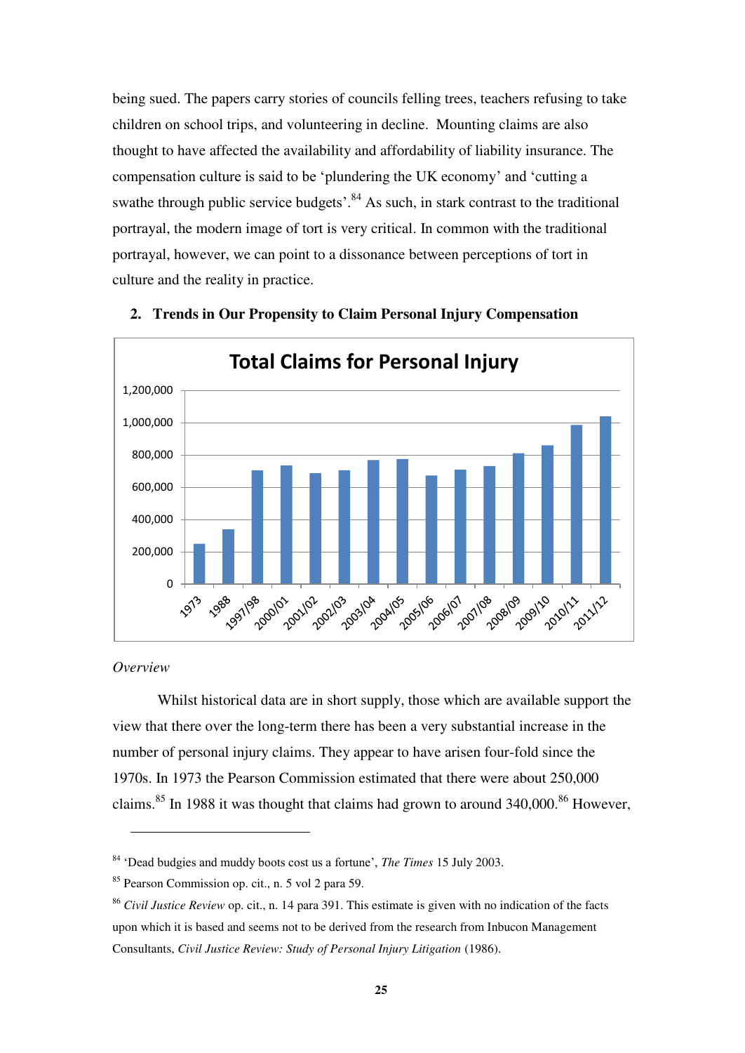being sued. The papers carry stories of councils felling trees, teachers refusing to take children on school trips, and volunteering in decline. Mounting claims are also thought to have affected the availability and affordability of liability insurance. The compensation culture is said to be 'plundering the UK economy' and 'cutting a swathe through public service budgets'.[84] As such, in stark contrast to the traditional portrayal, the modern image of tort is very critical. In common with the traditional portrayal, however, we can point to a dissonance between perceptions of tort in culture and the reality in practice.

## 2. Trends in Our Propensity to Claim Personal Injury Compensation

**Total Claims for Personal Injury**

*Overview*

Whilst historical data are in short supply, those which are available support the view that there over the long-term there has been a very substantial increase in the number of personal injury claims. They appear to have arisen four-fold since the 1970s. In 1973 the Pearson Commission estimated that there were about 250,000 claims.[85] In 1988 it was thought that claims had grown to around 340,000.[86] However,

---

[84] 'Dead budgies and muddy boots cost us a fortune', *The Times* 15 July 2003.

[85] Pearson Commission op. cit., n. 5 vol 2 para 59.

[86] *Civil Justice Review* op. cit., n. 14 para 391. This estimate is given with no indication of the facts upon which it is based and seems not to be derived from the research from Inbucon Management Consultants, *Civil Justice Review: Study of Personal Injury Litigation* (1986).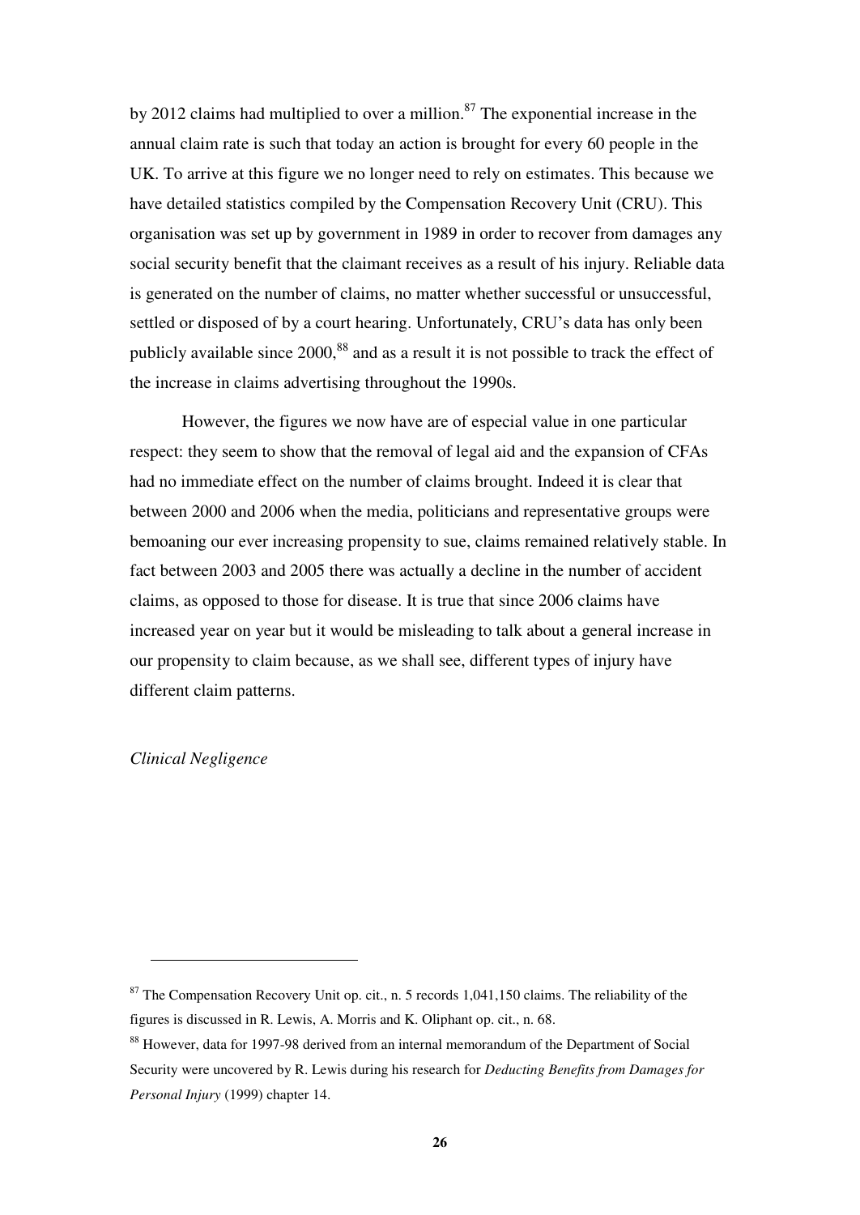by 2012 claims had multiplied to over a million.[87] The exponential increase in the annual claim rate is such that today an action is brought for every 60 people in the UK. To arrive at this figure we no longer need to rely on estimates. This because we have detailed statistics compiled by the Compensation Recovery Unit (CRU). This organisation was set up by government in 1989 in order to recover from damages any social security benefit that the claimant receives as a result of his injury. Reliable data is generated on the number of claims, no matter whether successful or unsuccessful, settled or disposed of by a court hearing. Unfortunately, CRU's data has only been publicly available since 2000,[88] and as a result it is not possible to track the effect of the increase in claims advertising throughout the 1990s.

However, the figures we now have are of especial value in one particular respect: they seem to show that the removal of legal aid and the expansion of CFAs had no immediate effect on the number of claims brought. Indeed it is clear that between 2000 and 2006 when the media, politicians and representative groups were bemoaning our ever increasing propensity to sue, claims remained relatively stable. In fact between 2003 and 2005 there was actually a decline in the number of accident claims, as opposed to those for disease. It is true that since 2006 claims have increased year on year but it would be misleading to talk about a general increase in our propensity to claim because, as we shall see, different types of injury have different claim patterns.

*Clinical Negligence*

---

[87] The Compensation Recovery Unit op. cit., n. 5 records 1,041,150 claims. The reliability of the figures is discussed in R. Lewis, A. Morris and K. Oliphant op. cit., n. 68.

[88] However, data for 1997-98 derived from an internal memorandum of the Department of Social Security were uncovered by R. Lewis during his research for *Deducting Benefits from Damages for Personal Injury* (1999) chapter 14.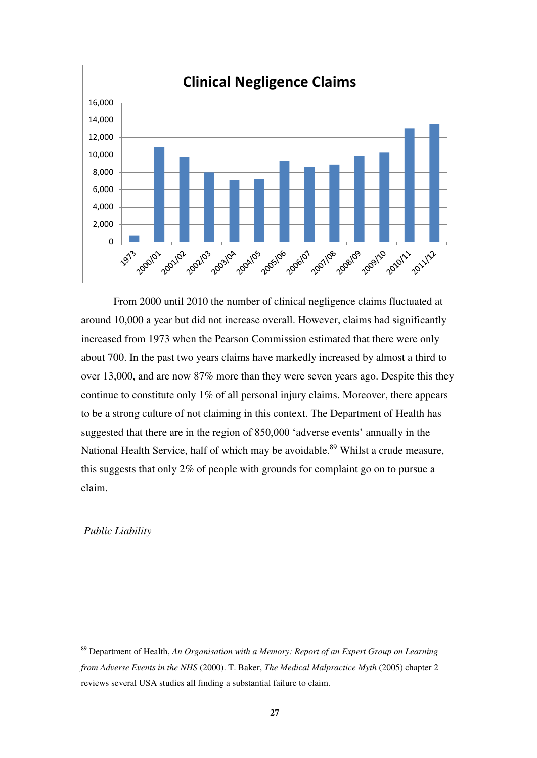From 2000 until 2010 the number of clinical negligence claims fluctuated at around 10,000 a year but did not increase overall. However, claims had significantly increased from 1973 when the Pearson Commission estimated that there were only about 700. In the past two years claims have markedly increased by almost a third to over 13,000, and are now 87% more than they were seven years ago. Despite this they continue to constitute only 1% of all personal injury claims. Moreover, there appears to be a strong culture of not claiming in this context. The Department of Health has suggested that there are in the region of 850,000 'adverse events' annually in the National Health Service, half of which may be avoidable.[89] Whilst a crude measure, this suggests that only 2% of people with grounds for complaint go on to pursue a claim.

*Public Liability*

---

[89] Department of Health, *An Organisation with a Memory: Report of an Expert Group on Learning from Adverse Events in the NHS* (2000). T. Baker, *The Medical Malpractice Myth* (2005) chapter 2 reviews several USA studies all finding a substantial failure to claim.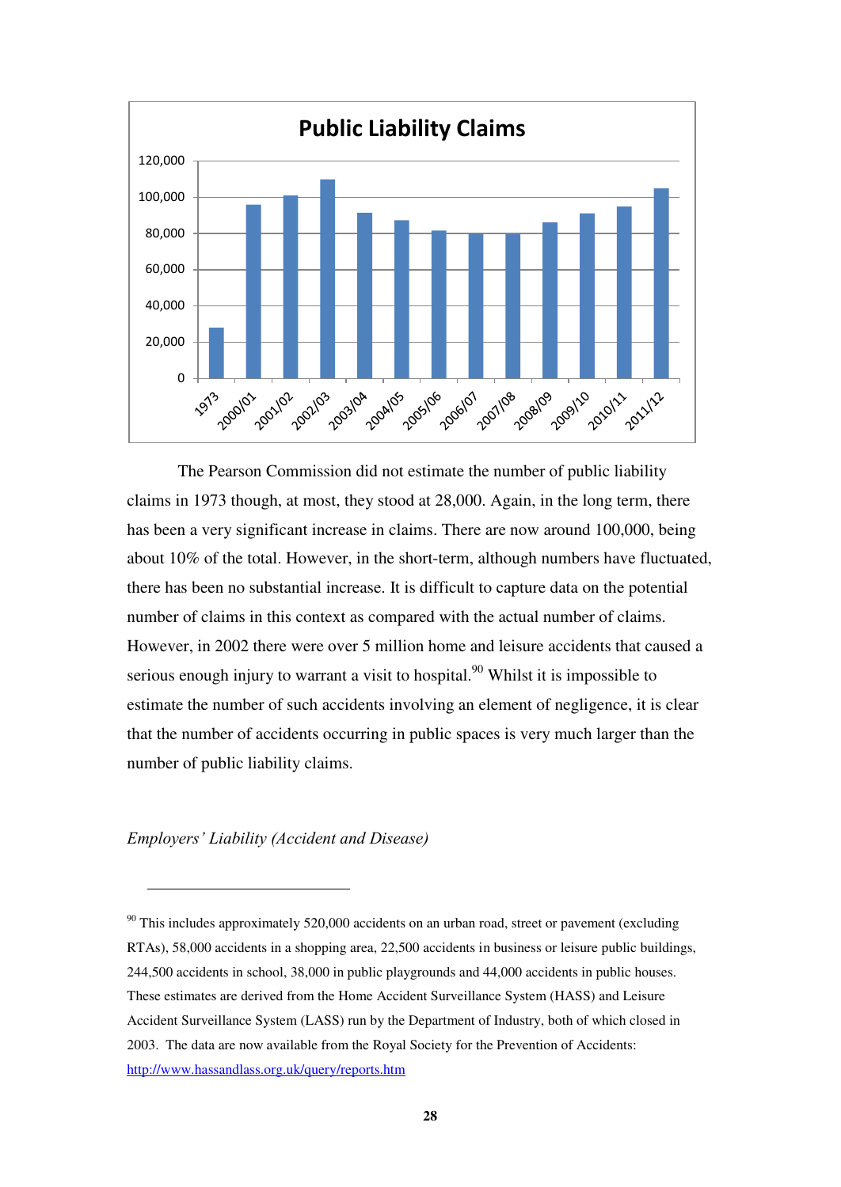The Pearson Commission did not estimate the number of public liability claims in 1973 though, at most, they stood at 28,000. Again, in the long term, there has been a very significant increase in claims. There are now around 100,000, being about 10% of the total. However, in the short-term, although numbers have fluctuated, there has been no substantial increase. It is difficult to capture data on the potential number of claims in this context as compared with the actual number of claims. However, in 2002 there were over 5 million home and leisure accidents that caused a serious enough injury to warrant a visit to hospital.[90] Whilst it is impossible to estimate the number of such accidents involving an element of negligence, it is clear that the number of accidents occurring in public spaces is very much larger than the number of public liability claims.

*Employers' Liability (Accident and Disease)*

---

[90] This includes approximately 520,000 accidents on an urban road, street or pavement (excluding RTAs), 58,000 accidents in a shopping area, 22,500 accidents in business or leisure public buildings, 244,500 accidents in school, 38,000 in public playgrounds and 44,000 accidents in public houses. These estimates are derived from the Home Accident Surveillance System (HASS) and Leisure Accident Surveillance System (LASS) run by the Department of Industry, both of which closed in 2003. The data are now available from the Royal Society for the Prevention of Accidents: http://www.hassandlass.org.uk/query/reports.htm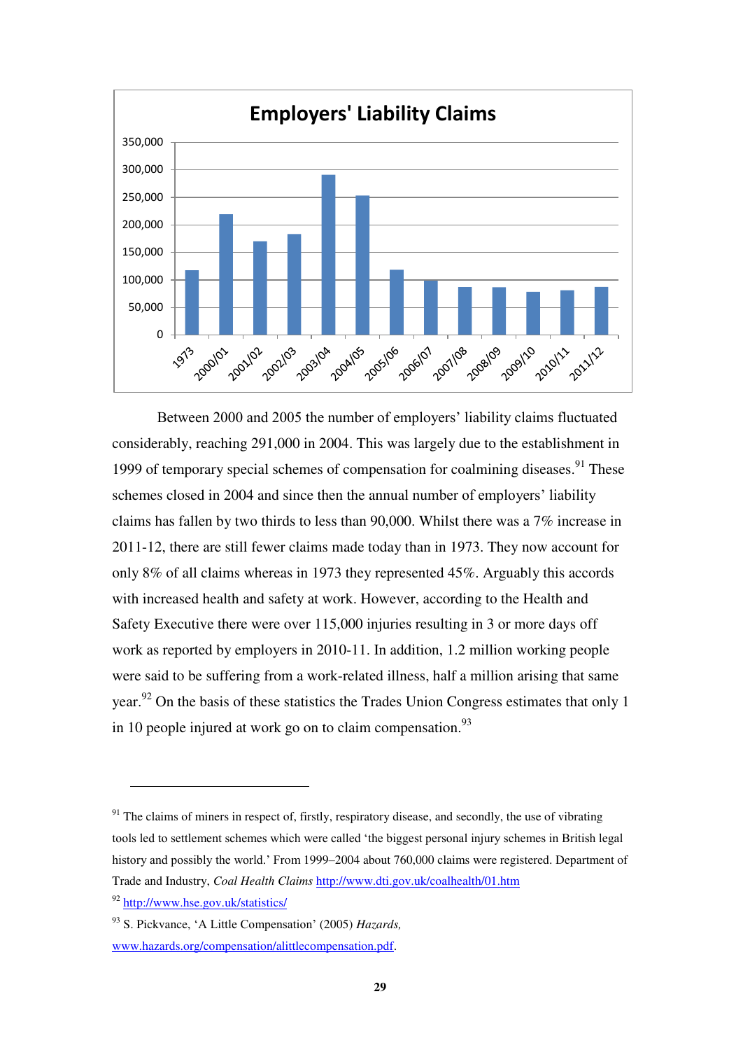**Employers' Liability Claims**

Between 2000 and 2005 the number of employers' liability claims fluctuated considerably, reaching 291,000 in 2004. This was largely due to the establishment in 1999 of temporary special schemes of compensation for coalmining diseases.[91] These schemes closed in 2004 and since then the annual number of employers' liability claims has fallen by two thirds to less than 90,000. Whilst there was a 7% increase in 2011-12, there are still fewer claims made today than in 1973. They now account for only 8% of all claims whereas in 1973 they represented 45%. Arguably this accords with increased health and safety at work. However, according to the Health and Safety Executive there were over 115,000 injuries resulting in 3 or more days off work as reported by employers in 2010-11. In addition, 1.2 million working people were said to be suffering from a work-related illness, half a million arising that same year.[92] On the basis of these statistics the Trades Union Congress estimates that only 1 in 10 people injured at work go on to claim compensation.[93]

---

[91] The claims of miners in respect of, firstly, respiratory disease, and secondly, the use of vibrating tools led to settlement schemes which were called 'the biggest personal injury schemes in British legal history and possibly the world.' From 1999–2004 about 760,000 claims were registered. Department of Trade and Industry, *Coal Health Claims* http://www.dti.gov.uk/coalhealth/01.htm

[92] http://www.hse.gov.uk/statistics/

[93] S. Pickvance, 'A Little Compensation' (2005) *Hazards,* www.hazards.org/compensation/alittlecompensation.pdf.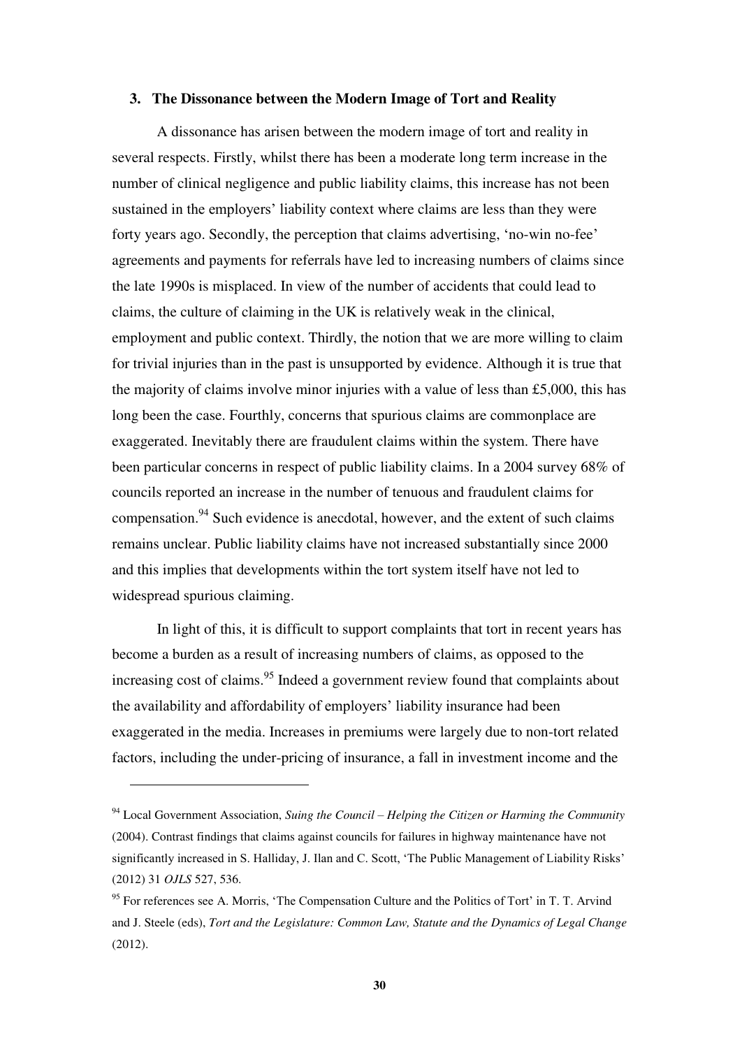## 3. The Dissonance between the Modern Image of Tort and Reality

A dissonance has arisen between the modern image of tort and reality in several respects. Firstly, whilst there has been a moderate long term increase in the number of clinical negligence and public liability claims, this increase has not been sustained in the employers' liability context where claims are less than they were forty years ago. Secondly, the perception that claims advertising, 'no-win no-fee' agreements and payments for referrals have led to increasing numbers of claims since the late 1990s is misplaced. In view of the number of accidents that could lead to claims, the culture of claiming in the UK is relatively weak in the clinical, employment and public context. Thirdly, the notion that we are more willing to claim for trivial injuries than in the past is unsupported by evidence. Although it is true that the majority of claims involve minor injuries with a value of less than £5,000, this has long been the case. Fourthly, concerns that spurious claims are commonplace are exaggerated. Inevitably there are fraudulent claims within the system. There have been particular concerns in respect of public liability claims. In a 2004 survey 68% of councils reported an increase in the number of tenuous and fraudulent claims for compensation.[94] Such evidence is anecdotal, however, and the extent of such claims remains unclear. Public liability claims have not increased substantially since 2000 and this implies that developments within the tort system itself have not led to widespread spurious claiming.

In light of this, it is difficult to support complaints that tort in recent years has become a burden as a result of increasing numbers of claims, as opposed to the increasing cost of claims.[95] Indeed a government review found that complaints about the availability and affordability of employers' liability insurance had been exaggerated in the media. Increases in premiums were largely due to non-tort related factors, including the under-pricing of insurance, a fall in investment income and the

---

[94] Local Government Association, *Suing the Council – Helping the Citizen or Harming the Community* (2004). Contrast findings that claims against councils for failures in highway maintenance have not significantly increased in S. Halliday, J. Ilan and C. Scott, 'The Public Management of Liability Risks' (2012) 31 *OJLS* 527, 536.

[95] For references see A. Morris, 'The Compensation Culture and the Politics of Tort' in T. T. Arvind and J. Steele (eds), *Tort and the Legislature: Common Law, Statute and the Dynamics of Legal Change* (2012).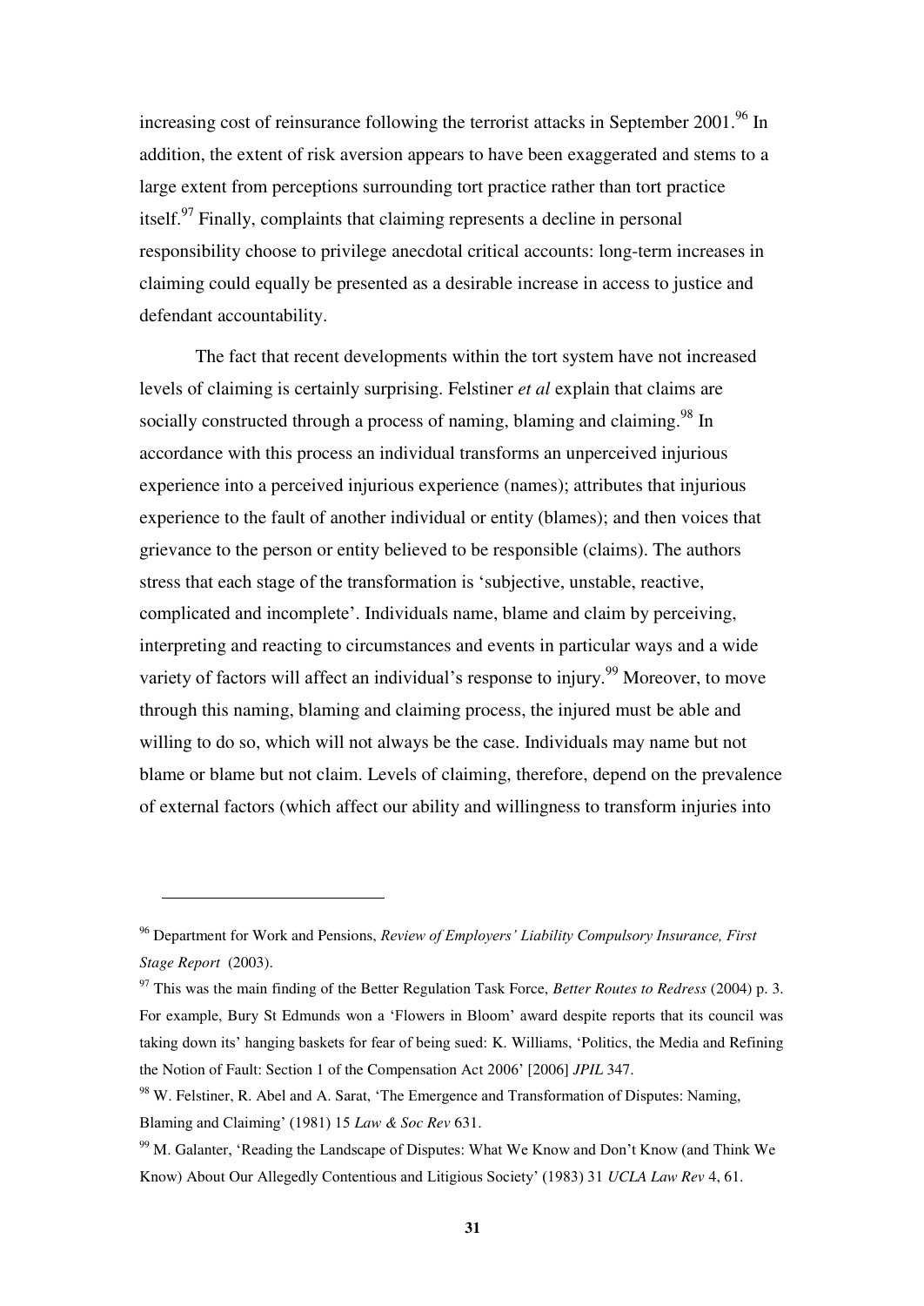increasing cost of reinsurance following the terrorist attacks in September 2001.[96] In addition, the extent of risk aversion appears to have been exaggerated and stems to a large extent from perceptions surrounding tort practice rather than tort practice itself.[97] Finally, complaints that claiming represents a decline in personal responsibility choose to privilege anecdotal critical accounts: long-term increases in claiming could equally be presented as a desirable increase in access to justice and defendant accountability.

The fact that recent developments within the tort system have not increased levels of claiming is certainly surprising. Felstiner *et al* explain that claims are socially constructed through a process of naming, blaming and claiming.[98] In accordance with this process an individual transforms an unperceived injurious experience into a perceived injurious experience (names); attributes that injurious experience to the fault of another individual or entity (blames); and then voices that grievance to the person or entity believed to be responsible (claims). The authors stress that each stage of the transformation is 'subjective, unstable, reactive, complicated and incomplete'. Individuals name, blame and claim by perceiving, interpreting and reacting to circumstances and events in particular ways and a wide variety of factors will affect an individual's response to injury.[99] Moreover, to move through this naming, blaming and claiming process, the injured must be able and willing to do so, which will not always be the case. Individuals may name but not blame or blame but not claim. Levels of claiming, therefore, depend on the prevalence of external factors (which affect our ability and willingness to transform injuries into

---

[96] Department for Work and Pensions, *Review of Employers' Liability Compulsory Insurance, First Stage Report* (2003).

[97] This was the main finding of the Better Regulation Task Force, *Better Routes to Redress* (2004) p. 3. For example, Bury St Edmunds won a 'Flowers in Bloom' award despite reports that its council was taking down its' hanging baskets for fear of being sued: K. Williams, 'Politics, the Media and Refining the Notion of Fault: Section 1 of the Compensation Act 2006' [2006] *JPIL* 347.

[98] W. Felstiner, R. Abel and A. Sarat, 'The Emergence and Transformation of Disputes: Naming, Blaming and Claiming' (1981) 15 *Law & Soc Rev* 631.

[99] M. Galanter, 'Reading the Landscape of Disputes: What We Know and Don't Know (and Think We Know) About Our Allegedly Contentious and Litigious Society' (1983) 31 *UCLA Law Rev* 4, 61.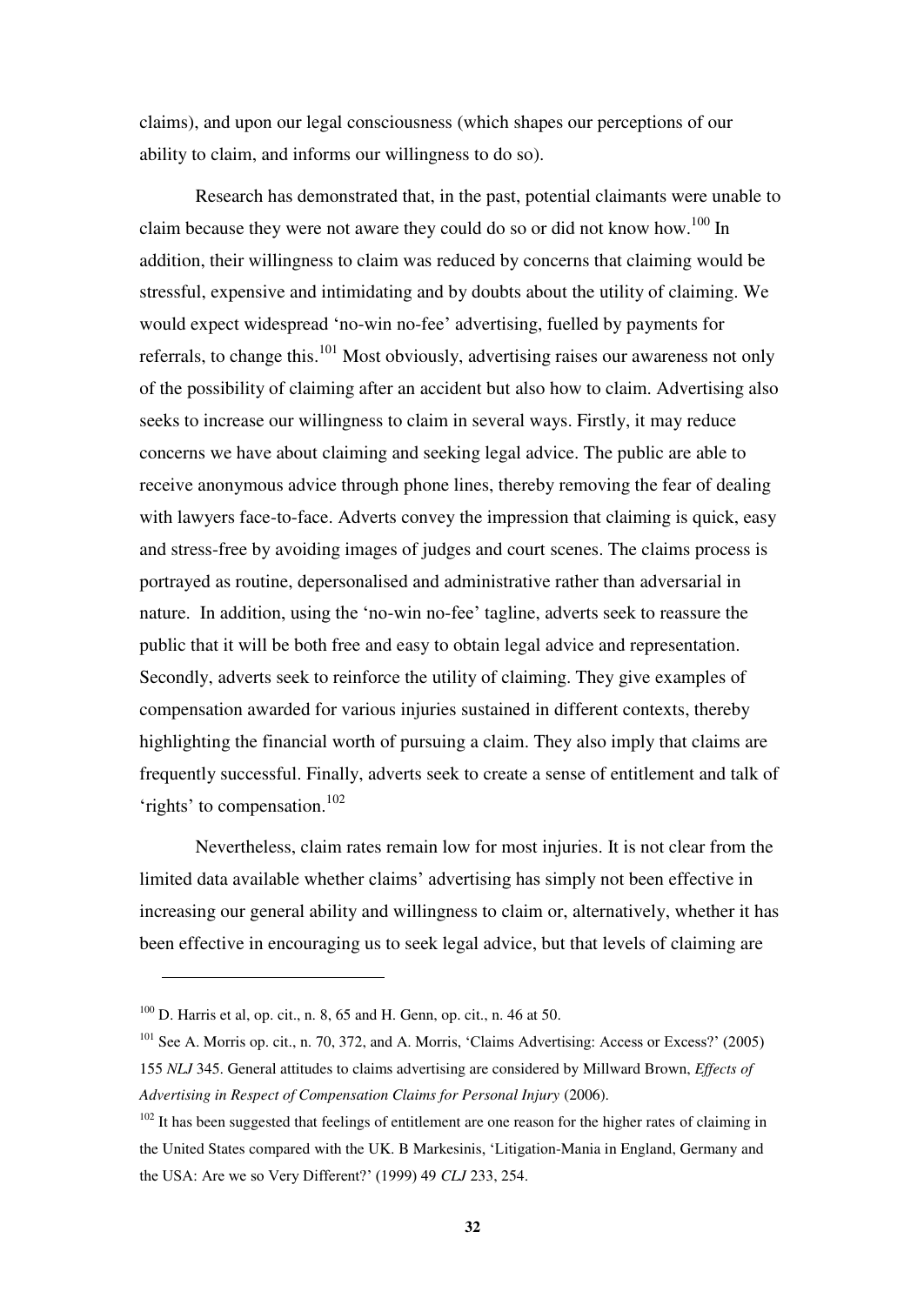claims), and upon our legal consciousness (which shapes our perceptions of our ability to claim, and informs our willingness to do so).

Research has demonstrated that, in the past, potential claimants were unable to claim because they were not aware they could do so or did not know how.[100] In addition, their willingness to claim was reduced by concerns that claiming would be stressful, expensive and intimidating and by doubts about the utility of claiming. We would expect widespread 'no-win no-fee' advertising, fuelled by payments for referrals, to change this.[101] Most obviously, advertising raises our awareness not only of the possibility of claiming after an accident but also how to claim. Advertising also seeks to increase our willingness to claim in several ways. Firstly, it may reduce concerns we have about claiming and seeking legal advice. The public are able to receive anonymous advice through phone lines, thereby removing the fear of dealing with lawyers face-to-face. Adverts convey the impression that claiming is quick, easy and stress-free by avoiding images of judges and court scenes. The claims process is portrayed as routine, depersonalised and administrative rather than adversarial in nature. In addition, using the 'no-win no-fee' tagline, adverts seek to reassure the public that it will be both free and easy to obtain legal advice and representation. Secondly, adverts seek to reinforce the utility of claiming. They give examples of compensation awarded for various injuries sustained in different contexts, thereby highlighting the financial worth of pursuing a claim. They also imply that claims are frequently successful. Finally, adverts seek to create a sense of entitlement and talk of 'rights' to compensation.[102]

Nevertheless, claim rates remain low for most injuries. It is not clear from the limited data available whether claims' advertising has simply not been effective in increasing our general ability and willingness to claim or, alternatively, whether it has been effective in encouraging us to seek legal advice, but that levels of claiming are

---

[100] D. Harris et al, op. cit., n. 8, 65 and H. Genn, op. cit., n. 46 at 50.

[101] See A. Morris op. cit., n. 70, 372, and A. Morris, 'Claims Advertising: Access or Excess?' (2005) 155 *NLJ* 345. General attitudes to claims advertising are considered by Millward Brown, *Effects of Advertising in Respect of Compensation Claims for Personal Injury* (2006).

[102] It has been suggested that feelings of entitlement are one reason for the higher rates of claiming in the United States compared with the UK. B Markesinis, 'Litigation-Mania in England, Germany and the USA: Are we so Very Different?' (1999) 49 *CLJ* 233, 254.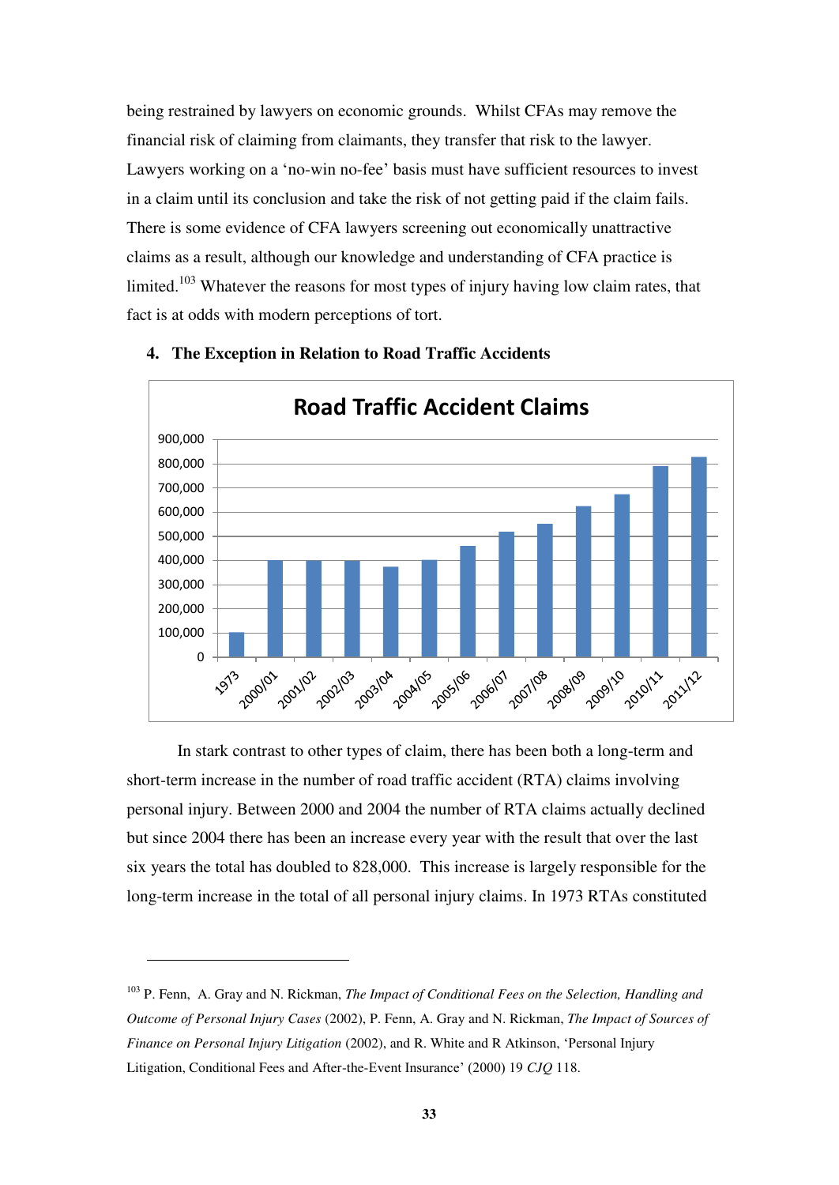being restrained by lawyers on economic grounds. Whilst CFAs may remove the financial risk of claiming from claimants, they transfer that risk to the lawyer. Lawyers working on a 'no-win no-fee' basis must have sufficient resources to invest in a claim until its conclusion and take the risk of not getting paid if the claim fails. There is some evidence of CFA lawyers screening out economically unattractive claims as a result, although our knowledge and understanding of CFA practice is limited.[103] Whatever the reasons for most types of injury having low claim rates, that fact is at odds with modern perceptions of tort.

## 4. The Exception in Relation to Road Traffic Accidents

**Road Traffic Accident Claims**

In stark contrast to other types of claim, there has been both a long-term and short-term increase in the number of road traffic accident (RTA) claims involving personal injury. Between 2000 and 2004 the number of RTA claims actually declined but since 2004 there has been an increase every year with the result that over the last six years the total has doubled to 828,000. This increase is largely responsible for the long-term increase in the total of all personal injury claims. In 1973 RTAs constituted

---

[103] P. Fenn, A. Gray and N. Rickman, *The Impact of Conditional Fees on the Selection, Handling and Outcome of Personal Injury Cases* (2002), P. Fenn, A. Gray and N. Rickman, *The Impact of Sources of Finance on Personal Injury Litigation* (2002), and R. White and R Atkinson, 'Personal Injury Litigation, Conditional Fees and After-the-Event Insurance' (2000) 19 *CJQ* 118.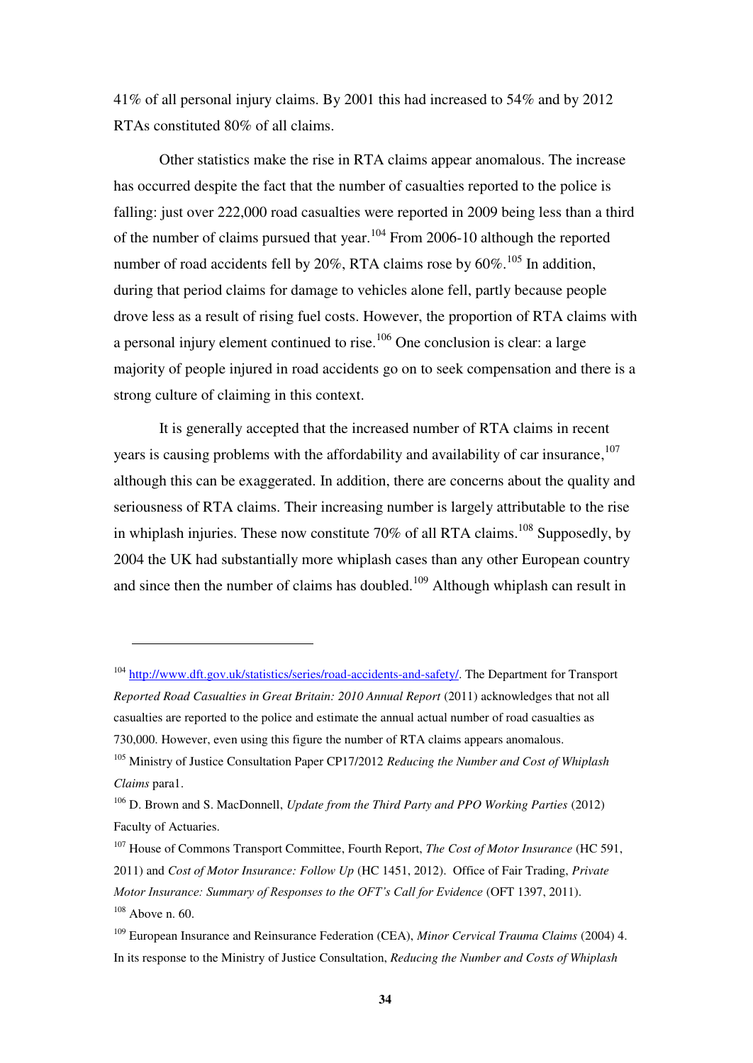41% of all personal injury claims. By 2001 this had increased to 54% and by 2012 RTAs constituted 80% of all claims.

Other statistics make the rise in RTA claims appear anomalous. The increase has occurred despite the fact that the number of casualties reported to the police is falling: just over 222,000 road casualties were reported in 2009 being less than a third of the number of claims pursued that year.[104] From 2006-10 although the reported number of road accidents fell by 20%, RTA claims rose by 60%.[105] In addition, during that period claims for damage to vehicles alone fell, partly because people drove less as a result of rising fuel costs. However, the proportion of RTA claims with a personal injury element continued to rise.[106] One conclusion is clear: a large majority of people injured in road accidents go on to seek compensation and there is a strong culture of claiming in this context.

It is generally accepted that the increased number of RTA claims in recent years is causing problems with the affordability and availability of car insurance,[107] although this can be exaggerated. In addition, there are concerns about the quality and seriousness of RTA claims. Their increasing number is largely attributable to the rise in whiplash injuries. These now constitute 70% of all RTA claims.[108] Supposedly, by 2004 the UK had substantially more whiplash cases than any other European country and since then the number of claims has doubled.[109] Although whiplash can result in

---

[104] http://www.dft.gov.uk/statistics/series/road-accidents-and-safety/. The Department for Transport *Reported Road Casualties in Great Britain: 2010 Annual Report* (2011) acknowledges that not all casualties are reported to the police and estimate the annual actual number of road casualties as 730,000. However, even using this figure the number of RTA claims appears anomalous.

[105] Ministry of Justice Consultation Paper CP17/2012 *Reducing the Number and Cost of Whiplash Claims* para1.

[106] D. Brown and S. MacDonnell, *Update from the Third Party and PPO Working Parties* (2012) Faculty of Actuaries.

[107] House of Commons Transport Committee, Fourth Report, *The Cost of Motor Insurance* (HC 591, 2011) and *Cost of Motor Insurance: Follow Up* (HC 1451, 2012). Office of Fair Trading, *Private Motor Insurance: Summary of Responses to the OFT's Call for Evidence* (OFT 1397, 2011).

[108] Above n. 60.

[109] European Insurance and Reinsurance Federation (CEA), *Minor Cervical Trauma Claims* (2004) 4. In its response to the Ministry of Justice Consultation, *Reducing the Number and Costs of Whiplash*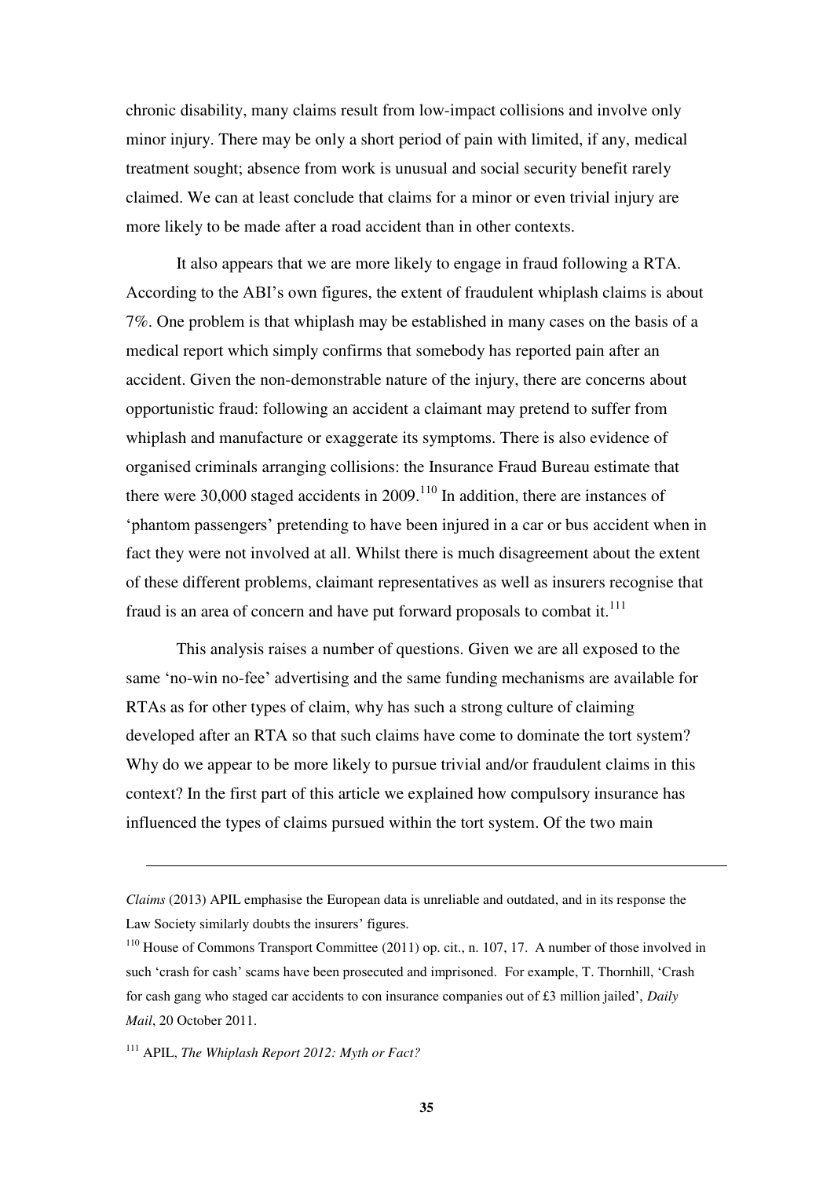chronic disability, many claims result from low-impact collisions and involve only minor injury. There may be only a short period of pain with limited, if any, medical treatment sought; absence from work is unusual and social security benefit rarely claimed. We can at least conclude that claims for a minor or even trivial injury are more likely to be made after a road accident than in other contexts.

It also appears that we are more likely to engage in fraud following a RTA. According to the ABI's own figures, the extent of fraudulent whiplash claims is about 7%. One problem is that whiplash may be established in many cases on the basis of a medical report which simply confirms that somebody has reported pain after an accident. Given the non-demonstrable nature of the injury, there are concerns about opportunistic fraud: following an accident a claimant may pretend to suffer from whiplash and manufacture or exaggerate its symptoms. There is also evidence of organised criminals arranging collisions: the Insurance Fraud Bureau estimate that there were 30,000 staged accidents in 2009.[110] In addition, there are instances of 'phantom passengers' pretending to have been injured in a car or bus accident when in fact they were not involved at all. Whilst there is much disagreement about the extent of these different problems, claimant representatives as well as insurers recognise that fraud is an area of concern and have put forward proposals to combat it.[111]

This analysis raises a number of questions. Given we are all exposed to the same 'no-win no-fee' advertising and the same funding mechanisms are available for RTAs as for other types of claim, why has such a strong culture of claiming developed after an RTA so that such claims have come to dominate the tort system? Why do we appear to be more likely to pursue trivial and/or fraudulent claims in this context? In the first part of this article we explained how compulsory insurance has influenced the types of claims pursued within the tort system. Of the two main

---

*Claims* (2013) APIL emphasise the European data is unreliable and outdated, and in its response the Law Society similarly doubts the insurers' figures.

[110] House of Commons Transport Committee (2011) op. cit., n. 107, 17. A number of those involved in such 'crash for cash' scams have been prosecuted and imprisoned. For example, T. Thornhill, 'Crash for cash gang who staged car accidents to con insurance companies out of £3 million jailed', *Daily Mail*, 20 October 2011.

[111] APIL, *The Whiplash Report 2012: Myth or Fact?*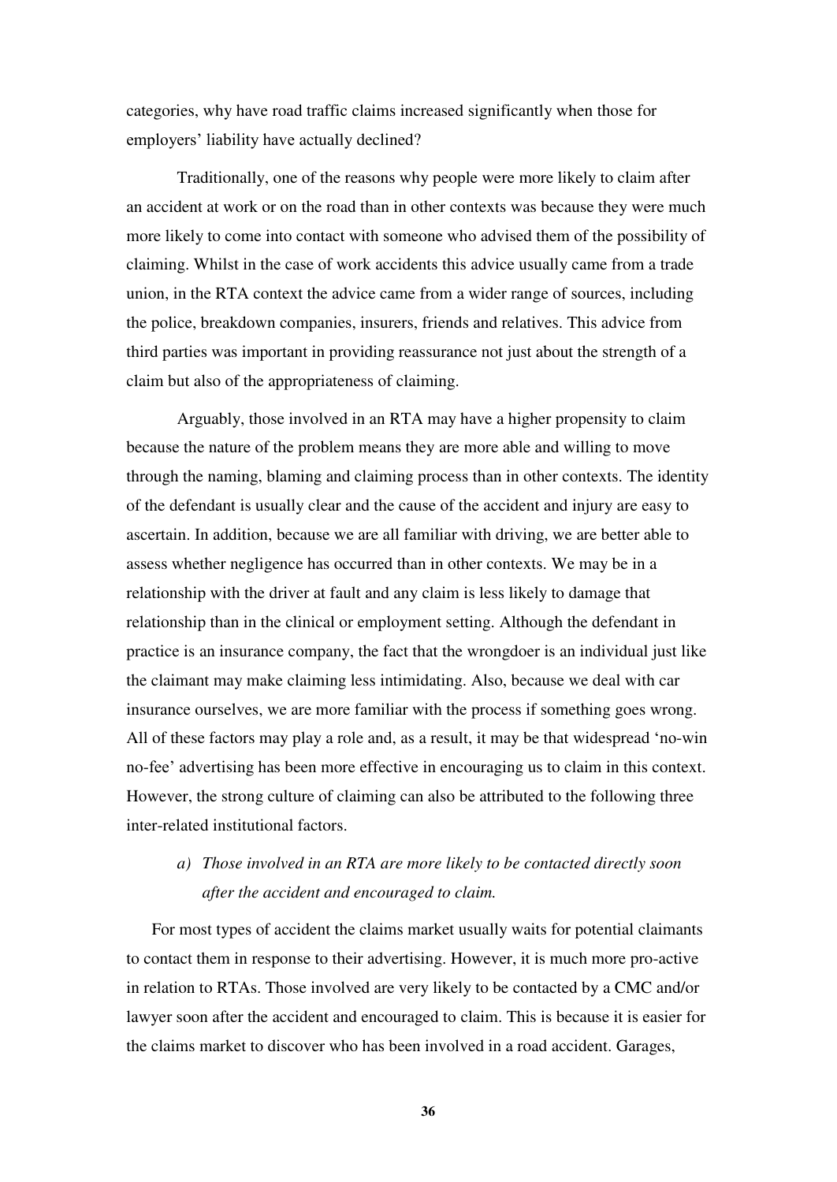categories, why have road traffic claims increased significantly when those for employers' liability have actually declined?

Traditionally, one of the reasons why people were more likely to claim after an accident at work or on the road than in other contexts was because they were much more likely to come into contact with someone who advised them of the possibility of claiming. Whilst in the case of work accidents this advice usually came from a trade union, in the RTA context the advice came from a wider range of sources, including the police, breakdown companies, insurers, friends and relatives. This advice from third parties was important in providing reassurance not just about the strength of a claim but also of the appropriateness of claiming.

Arguably, those involved in an RTA may have a higher propensity to claim because the nature of the problem means they are more able and willing to move through the naming, blaming and claiming process than in other contexts. The identity of the defendant is usually clear and the cause of the accident and injury are easy to ascertain. In addition, because we are all familiar with driving, we are better able to assess whether negligence has occurred than in other contexts. We may be in a relationship with the driver at fault and any claim is less likely to damage that relationship than in the clinical or employment setting. Although the defendant in practice is an insurance company, the fact that the wrongdoer is an individual just like the claimant may make claiming less intimidating. Also, because we deal with car insurance ourselves, we are more familiar with the process if something goes wrong. All of these factors may play a role and, as a result, it may be that widespread 'no-win no-fee' advertising has been more effective in encouraging us to claim in this context. However, the strong culture of claiming can also be attributed to the following three inter-related institutional factors.

*a) Those involved in an RTA are more likely to be contacted directly soon after the accident and encouraged to claim.*

For most types of accident the claims market usually waits for potential claimants to contact them in response to their advertising. However, it is much more pro-active in relation to RTAs. Those involved are very likely to be contacted by a CMC and/or lawyer soon after the accident and encouraged to claim. This is because it is easier for the claims market to discover who has been involved in a road accident. Garages,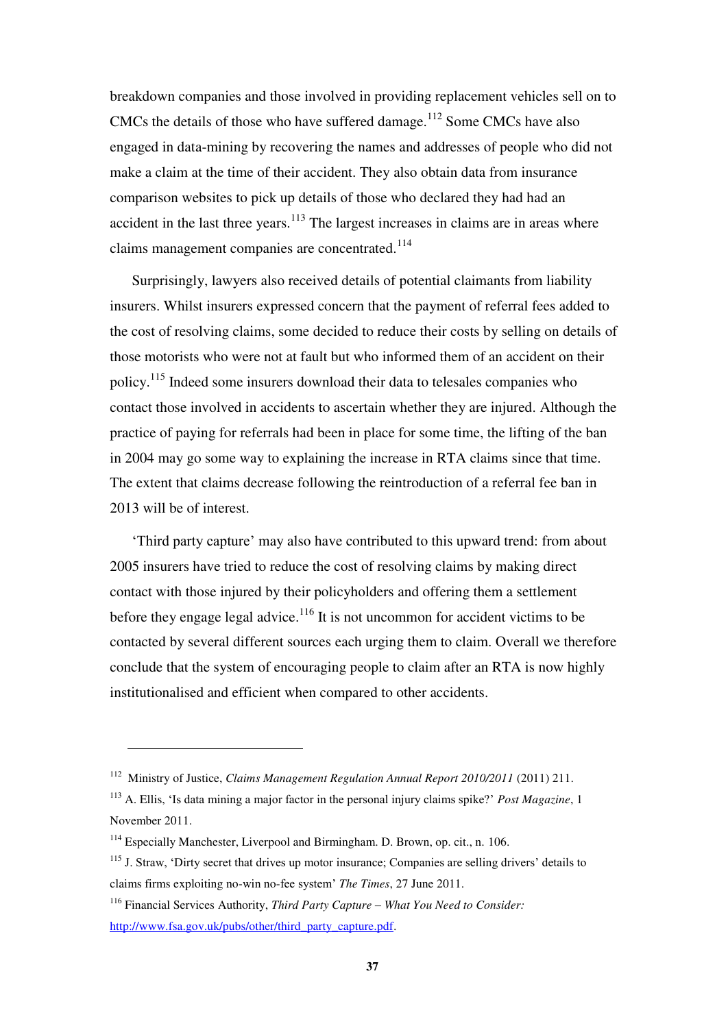breakdown companies and those involved in providing replacement vehicles sell on to CMCs the details of those who have suffered damage.[112] Some CMCs have also engaged in data-mining by recovering the names and addresses of people who did not make a claim at the time of their accident. They also obtain data from insurance comparison websites to pick up details of those who declared they had had an accident in the last three years.[113] The largest increases in claims are in areas where claims management companies are concentrated.[114]

Surprisingly, lawyers also received details of potential claimants from liability insurers. Whilst insurers expressed concern that the payment of referral fees added to the cost of resolving claims, some decided to reduce their costs by selling on details of those motorists who were not at fault but who informed them of an accident on their policy.[115] Indeed some insurers download their data to telesales companies who contact those involved in accidents to ascertain whether they are injured. Although the practice of paying for referrals had been in place for some time, the lifting of the ban in 2004 may go some way to explaining the increase in RTA claims since that time. The extent that claims decrease following the reintroduction of a referral fee ban in 2013 will be of interest.

'Third party capture' may also have contributed to this upward trend: from about 2005 insurers have tried to reduce the cost of resolving claims by making direct contact with those injured by their policyholders and offering them a settlement before they engage legal advice.[116] It is not uncommon for accident victims to be contacted by several different sources each urging them to claim. Overall we therefore conclude that the system of encouraging people to claim after an RTA is now highly institutionalised and efficient when compared to other accidents.

---

[112] Ministry of Justice, *Claims Management Regulation Annual Report 2010/2011* (2011) 211.

[113] A. Ellis, 'Is data mining a major factor in the personal injury claims spike?' *Post Magazine*, 1 November 2011.

[114] Especially Manchester, Liverpool and Birmingham. D. Brown, op. cit., n. 106.

[115] J. Straw, 'Dirty secret that drives up motor insurance; Companies are selling drivers' details to claims firms exploiting no-win no-fee system' *The Times*, 27 June 2011.

[116] Financial Services Authority, *Third Party Capture – What You Need to Consider:* http://www.fsa.gov.uk/pubs/other/third_party_capture.pdf.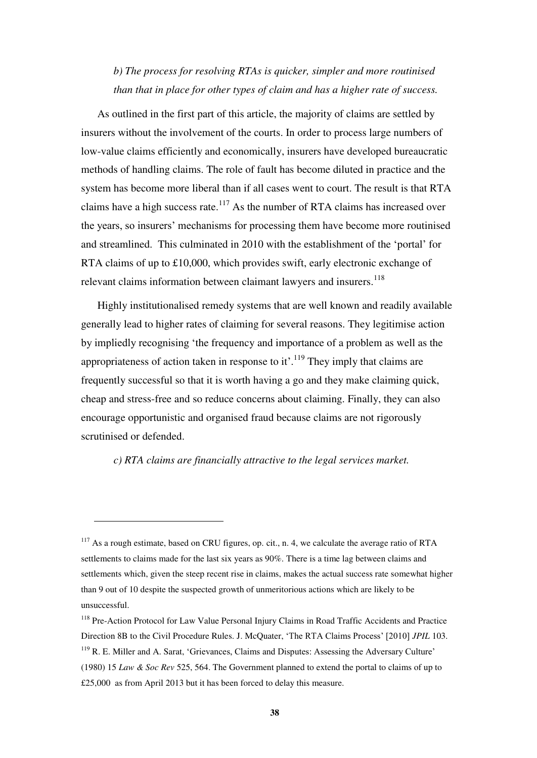*b) The process for resolving RTAs is quicker, simpler and more routinised than that in place for other types of claim and has a higher rate of success.*

As outlined in the first part of this article, the majority of claims are settled by insurers without the involvement of the courts. In order to process large numbers of low-value claims efficiently and economically, insurers have developed bureaucratic methods of handling claims. The role of fault has become diluted in practice and the system has become more liberal than if all cases went to court. The result is that RTA claims have a high success rate.[117] As the number of RTA claims has increased over the years, so insurers' mechanisms for processing them have become more routinised and streamlined. This culminated in 2010 with the establishment of the 'portal' for RTA claims of up to £10,000, which provides swift, early electronic exchange of relevant claims information between claimant lawyers and insurers.[118]

Highly institutionalised remedy systems that are well known and readily available generally lead to higher rates of claiming for several reasons. They legitimise action by impliedly recognising 'the frequency and importance of a problem as well as the appropriateness of action taken in response to it'.[119] They imply that claims are frequently successful so that it is worth having a go and they make claiming quick, cheap and stress-free and so reduce concerns about claiming. Finally, they can also encourage opportunistic and organised fraud because claims are not rigorously scrutinised or defended.

*c) RTA claims are financially attractive to the legal services market.*

---

[117] As a rough estimate, based on CRU figures, op. cit., n. 4, we calculate the average ratio of RTA settlements to claims made for the last six years as 90%. There is a time lag between claims and settlements which, given the steep recent rise in claims, makes the actual success rate somewhat higher than 9 out of 10 despite the suspected growth of unmeritorious actions which are likely to be unsuccessful.

[118] Pre-Action Protocol for Law Value Personal Injury Claims in Road Traffic Accidents and Practice Direction 8B to the Civil Procedure Rules. J. McQuater, 'The RTA Claims Process' [2010] *JPIL* 103.

[119] R. E. Miller and A. Sarat, 'Grievances, Claims and Disputes: Assessing the Adversary Culture' (1980) 15 *Law & Soc Rev* 525, 564. The Government planned to extend the portal to claims of up to £25,000 as from April 2013 but it has been forced to delay this measure.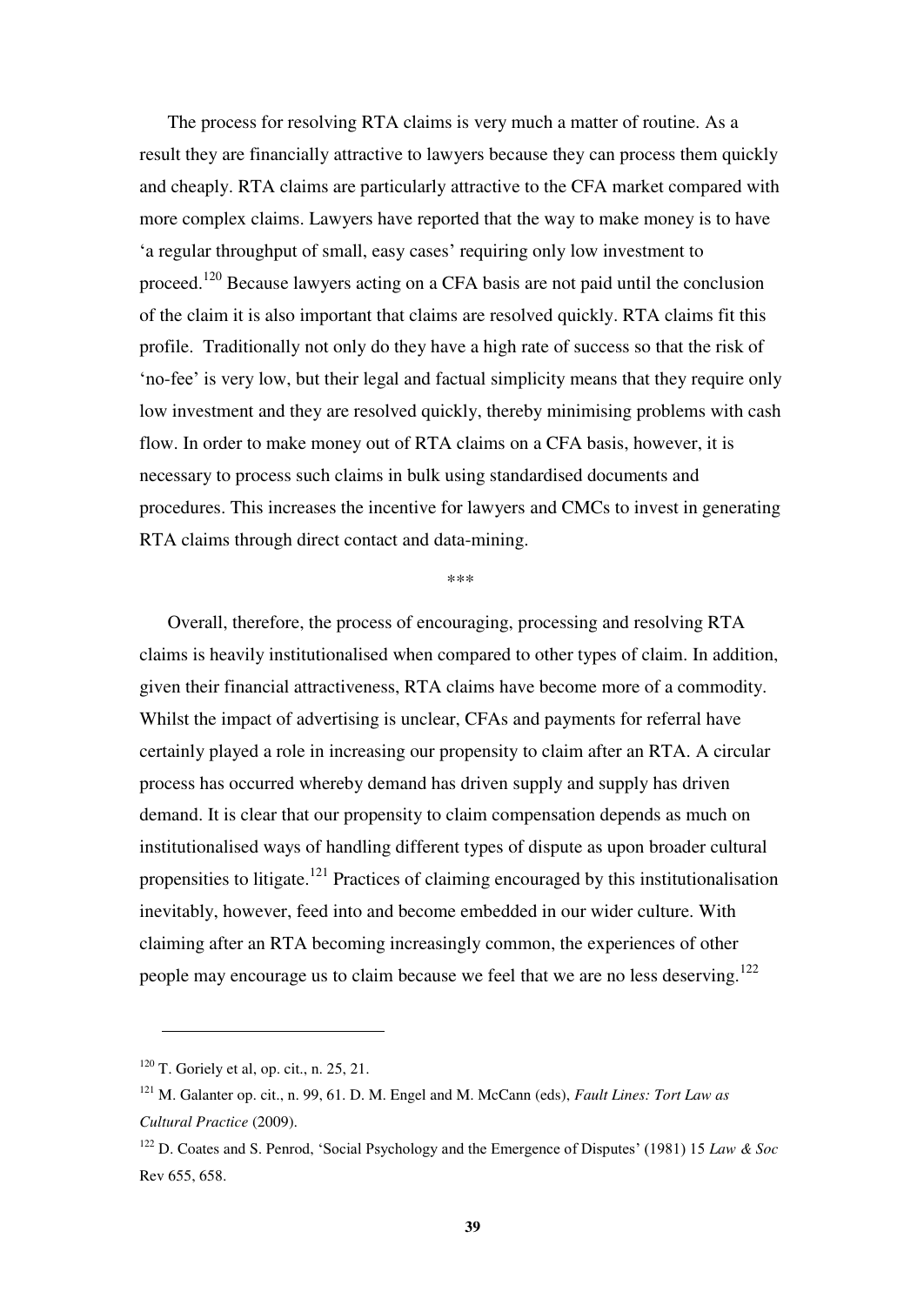The process for resolving RTA claims is very much a matter of routine. As a result they are financially attractive to lawyers because they can process them quickly and cheaply. RTA claims are particularly attractive to the CFA market compared with more complex claims. Lawyers have reported that the way to make money is to have 'a regular throughput of small, easy cases' requiring only low investment to proceed.[120] Because lawyers acting on a CFA basis are not paid until the conclusion of the claim it is also important that claims are resolved quickly. RTA claims fit this profile. Traditionally not only do they have a high rate of success so that the risk of 'no-fee' is very low, but their legal and factual simplicity means that they require only low investment and they are resolved quickly, thereby minimising problems with cash flow. In order to make money out of RTA claims on a CFA basis, however, it is necessary to process such claims in bulk using standardised documents and procedures. This increases the incentive for lawyers and CMCs to invest in generating RTA claims through direct contact and data-mining.

***

Overall, therefore, the process of encouraging, processing and resolving RTA claims is heavily institutionalised when compared to other types of claim. In addition, given their financial attractiveness, RTA claims have become more of a commodity. Whilst the impact of advertising is unclear, CFAs and payments for referral have certainly played a role in increasing our propensity to claim after an RTA. A circular process has occurred whereby demand has driven supply and supply has driven demand. It is clear that our propensity to claim compensation depends as much on institutionalised ways of handling different types of dispute as upon broader cultural propensities to litigate.[121] Practices of claiming encouraged by this institutionalisation inevitably, however, feed into and become embedded in our wider culture. With claiming after an RTA becoming increasingly common, the experiences of other people may encourage us to claim because we feel that we are no less deserving.[122]

---

[120] T. Goriely et al, op. cit., n. 25, 21.

[121] M. Galanter op. cit., n. 99, 61. D. M. Engel and M. McCann (eds), *Fault Lines: Tort Law as Cultural Practice* (2009).

[122] D. Coates and S. Penrod, 'Social Psychology and the Emergence of Disputes' (1981) 15 *Law & Soc* Rev 655, 658.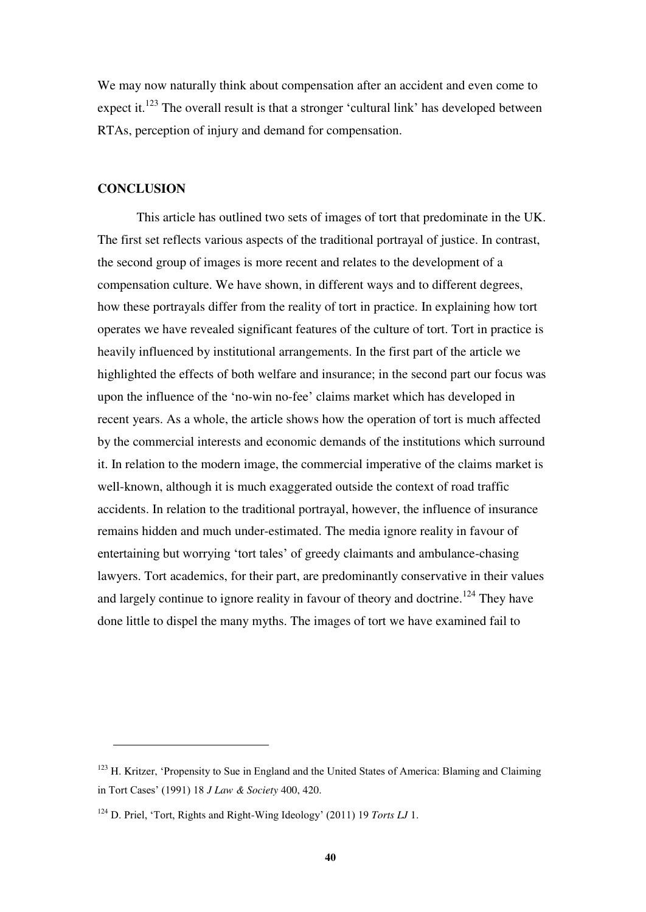We may now naturally think about compensation after an accident and even come to expect it.[123] The overall result is that a stronger 'cultural link' has developed between RTAs, perception of injury and demand for compensation.

## CONCLUSION

This article has outlined two sets of images of tort that predominate in the UK. The first set reflects various aspects of the traditional portrayal of justice. In contrast, the second group of images is more recent and relates to the development of a compensation culture. We have shown, in different ways and to different degrees, how these portrayals differ from the reality of tort in practice. In explaining how tort operates we have revealed significant features of the culture of tort. Tort in practice is heavily influenced by institutional arrangements. In the first part of the article we highlighted the effects of both welfare and insurance; in the second part our focus was upon the influence of the 'no-win no-fee' claims market which has developed in recent years. As a whole, the article shows how the operation of tort is much affected by the commercial interests and economic demands of the institutions which surround it. In relation to the modern image, the commercial imperative of the claims market is well-known, although it is much exaggerated outside the context of road traffic accidents. In relation to the traditional portrayal, however, the influence of insurance remains hidden and much under-estimated. The media ignore reality in favour of entertaining but worrying 'tort tales' of greedy claimants and ambulance-chasing lawyers. Tort academics, for their part, are predominantly conservative in their values and largely continue to ignore reality in favour of theory and doctrine.[124] They have done little to dispel the many myths. The images of tort we have examined fail to

---

[123] H. Kritzer, 'Propensity to Sue in England and the United States of America: Blaming and Claiming in Tort Cases' (1991) 18 *J Law & Society* 400, 420.

[124] D. Priel, 'Tort, Rights and Right-Wing Ideology' (2011) 19 *Torts LJ* 1.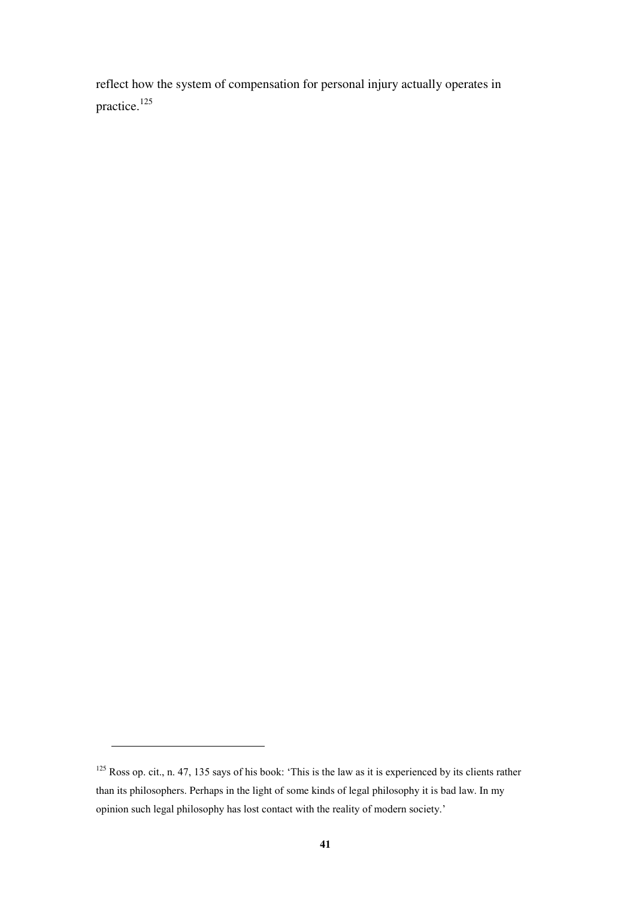reflect how the system of compensation for personal injury actually operates in practice.[125]

---

[125] Ross op. cit., n. 47, 135 says of his book: 'This is the law as it is experienced by its clients rather than its philosophers. Perhaps in the light of some kinds of legal philosophy it is bad law. In my opinion such legal philosophy has lost contact with the reality of modern society.'